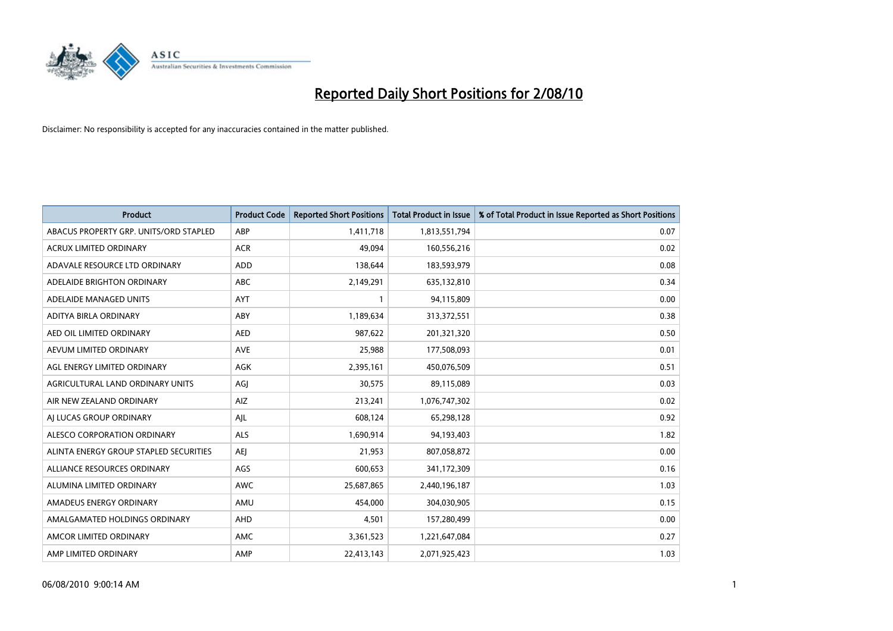# Reported Daily Short Positions for 2/08/10

Disclaimer: No responsibility is accepted for any inaccuracies contained in the matter published.

| Product | Product Code | Reported Short Positions | Total Product in Issue | % of Total Product in Issue Reported as Short Positions |
|---|---|---|---|---|
| ABACUS PROPERTY GRP. UNITS/ORD STAPLED | ABP | 1,411,718 | 1,813,551,794 | 0.07 |
| ACRUX LIMITED ORDINARY | ACR | 49,094 | 160,556,216 | 0.02 |
| ADAVALE RESOURCE LTD ORDINARY | ADD | 138,644 | 183,593,979 | 0.08 |
| ADELAIDE BRIGHTON ORDINARY | ABC | 2,149,291 | 635,132,810 | 0.34 |
| ADELAIDE MANAGED UNITS | AYT | 1 | 94,115,809 | 0.00 |
| ADITYA BIRLA ORDINARY | ABY | 1,189,634 | 313,372,551 | 0.38 |
| AED OIL LIMITED ORDINARY | AED | 987,622 | 201,321,320 | 0.50 |
| AEVUM LIMITED ORDINARY | AVE | 25,988 | 177,508,093 | 0.01 |
| AGL ENERGY LIMITED ORDINARY | AGK | 2,395,161 | 450,076,509 | 0.51 |
| AGRICULTURAL LAND ORDINARY UNITS | AGJ | 30,575 | 89,115,089 | 0.03 |
| AIR NEW ZEALAND ORDINARY | AIZ | 213,241 | 1,076,747,302 | 0.02 |
| AJ LUCAS GROUP ORDINARY | AJL | 608,124 | 65,298,128 | 0.92 |
| ALESCO CORPORATION ORDINARY | ALS | 1,690,914 | 94,193,403 | 1.82 |
| ALINTA ENERGY GROUP STAPLED SECURITIES | AEJ | 21,953 | 807,058,872 | 0.00 |
| ALLIANCE RESOURCES ORDINARY | AGS | 600,653 | 341,172,309 | 0.16 |
| ALUMINA LIMITED ORDINARY | AWC | 25,687,865 | 2,440,196,187 | 1.03 |
| AMADEUS ENERGY ORDINARY | AMU | 454,000 | 304,030,905 | 0.15 |
| AMALGAMATED HOLDINGS ORDINARY | AHD | 4,501 | 157,280,499 | 0.00 |
| AMCOR LIMITED ORDINARY | AMC | 3,361,523 | 1,221,647,084 | 0.27 |
| AMP LIMITED ORDINARY | AMP | 22,413,143 | 2,071,925,423 | 1.03 |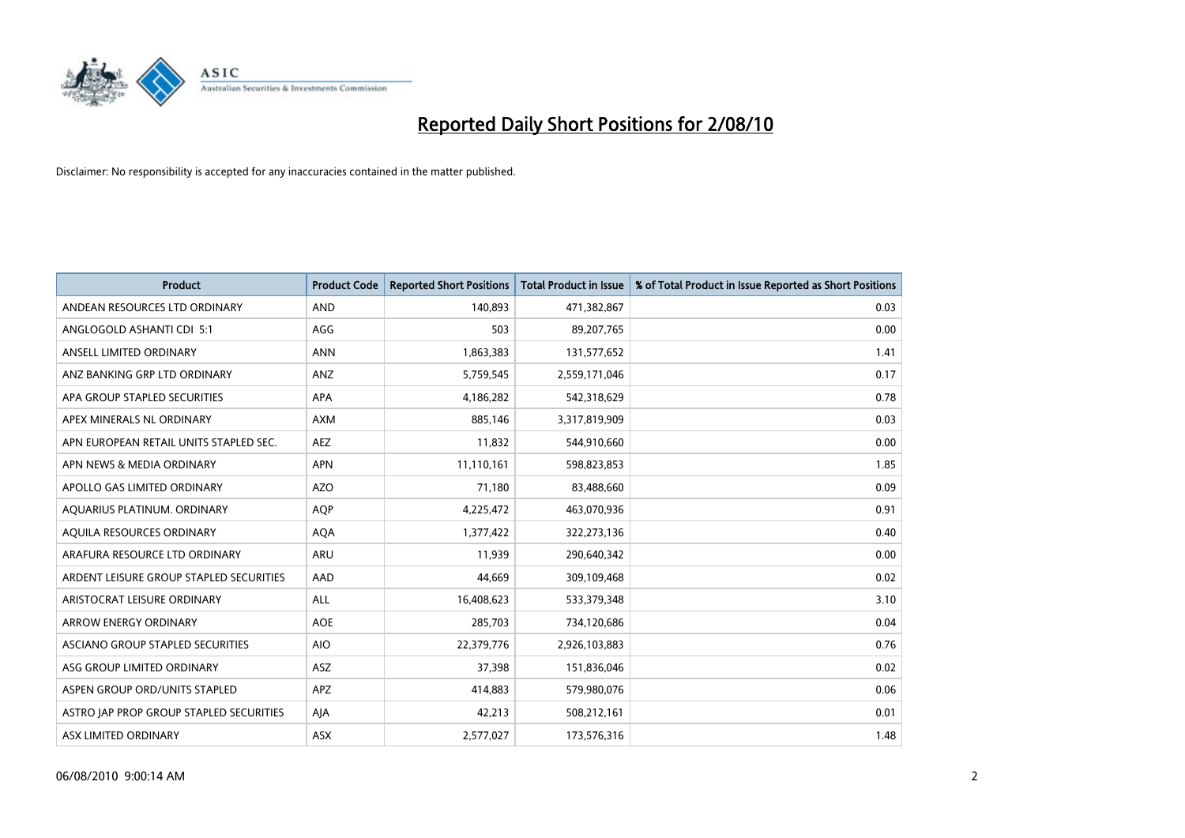# Reported Daily Short Positions for 2/08/10

Disclaimer: No responsibility is accepted for any inaccuracies contained in the matter published.

| Product | Product Code | Reported Short Positions | Total Product in Issue | % of Total Product in Issue Reported as Short Positions |
|---|---|---|---|---|
| ANDEAN RESOURCES LTD ORDINARY | AND | 140,893 | 471,382,867 | 0.03 |
| ANGLOGOLD ASHANTI CDI 5:1 | AGG | 503 | 89,207,765 | 0.00 |
| ANSELL LIMITED ORDINARY | ANN | 1,863,383 | 131,577,652 | 1.41 |
| ANZ BANKING GRP LTD ORDINARY | ANZ | 5,759,545 | 2,559,171,046 | 0.17 |
| APA GROUP STAPLED SECURITIES | APA | 4,186,282 | 542,318,629 | 0.78 |
| APEX MINERALS NL ORDINARY | AXM | 885,146 | 3,317,819,909 | 0.03 |
| APN EUROPEAN RETAIL UNITS STAPLED SEC. | AEZ | 11,832 | 544,910,660 | 0.00 |
| APN NEWS & MEDIA ORDINARY | APN | 11,110,161 | 598,823,853 | 1.85 |
| APOLLO GAS LIMITED ORDINARY | AZO | 71,180 | 83,488,660 | 0.09 |
| AQUARIUS PLATINUM. ORDINARY | AQP | 4,225,472 | 463,070,936 | 0.91 |
| AQUILA RESOURCES ORDINARY | AQA | 1,377,422 | 322,273,136 | 0.40 |
| ARAFURA RESOURCE LTD ORDINARY | ARU | 11,939 | 290,640,342 | 0.00 |
| ARDENT LEISURE GROUP STAPLED SECURITIES | AAD | 44,669 | 309,109,468 | 0.02 |
| ARISTOCRAT LEISURE ORDINARY | ALL | 16,408,623 | 533,379,348 | 3.10 |
| ARROW ENERGY ORDINARY | AOE | 285,703 | 734,120,686 | 0.04 |
| ASCIANO GROUP STAPLED SECURITIES | AIO | 22,379,776 | 2,926,103,883 | 0.76 |
| ASG GROUP LIMITED ORDINARY | ASZ | 37,398 | 151,836,046 | 0.02 |
| ASPEN GROUP ORD/UNITS STAPLED | APZ | 414,883 | 579,980,076 | 0.06 |
| ASTRO JAP PROP GROUP STAPLED SECURITIES | AJA | 42,213 | 508,212,161 | 0.01 |
| ASX LIMITED ORDINARY | ASX | 2,577,027 | 173,576,316 | 1.48 |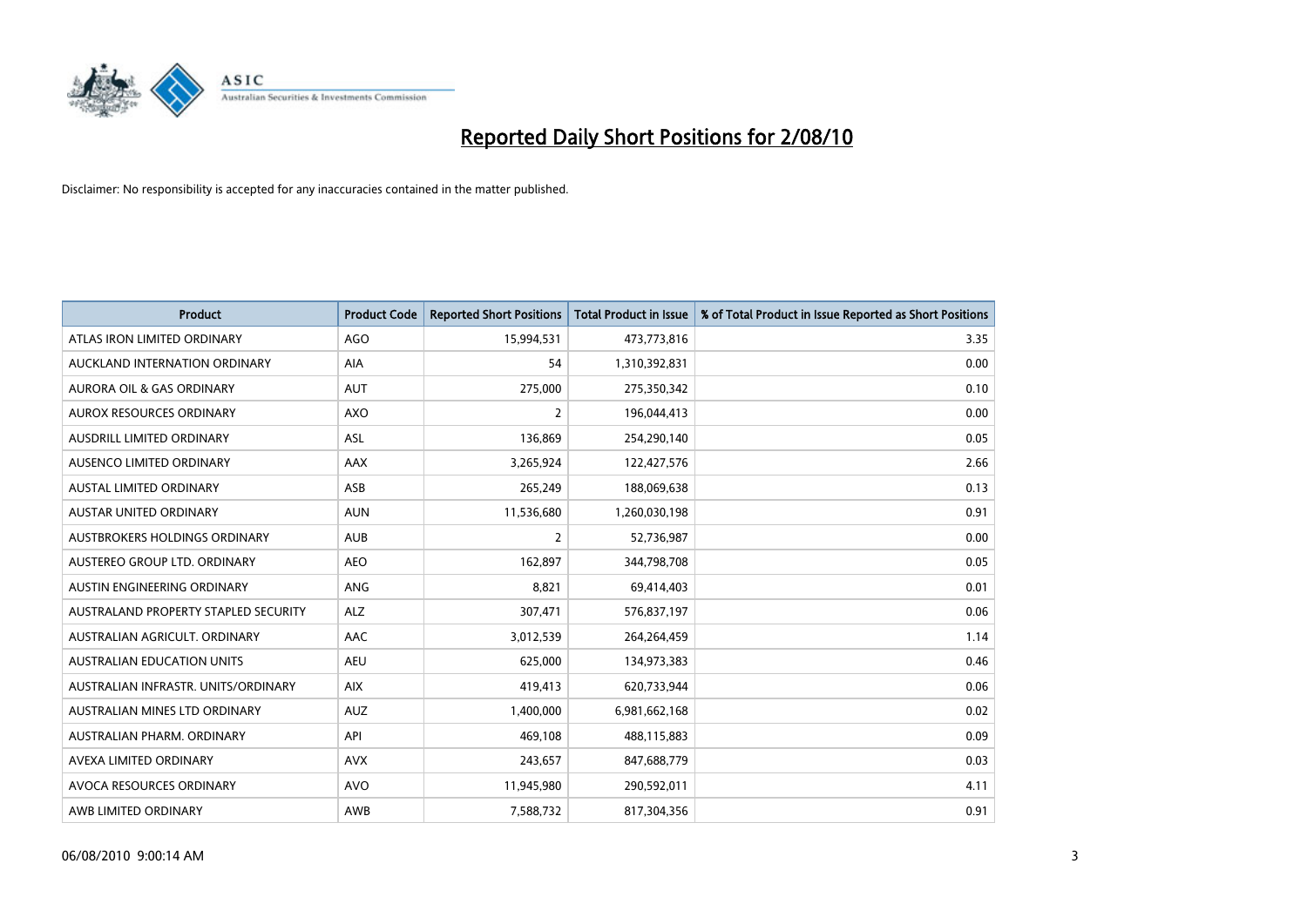# Reported Daily Short Positions for 2/08/10

Disclaimer: No responsibility is accepted for any inaccuracies contained in the matter published.

| Product | Product Code | Reported Short Positions | Total Product in Issue | % of Total Product in Issue Reported as Short Positions |
|---|---|---|---|---|
| ATLAS IRON LIMITED ORDINARY | AGO | 15,994,531 | 473,773,816 | 3.35 |
| AUCKLAND INTERNATION ORDINARY | AIA | 54 | 1,310,392,831 | 0.00 |
| AURORA OIL & GAS ORDINARY | AUT | 275,000 | 275,350,342 | 0.10 |
| AUROX RESOURCES ORDINARY | AXO | 2 | 196,044,413 | 0.00 |
| AUSDRILL LIMITED ORDINARY | ASL | 136,869 | 254,290,140 | 0.05 |
| AUSENCO LIMITED ORDINARY | AAX | 3,265,924 | 122,427,576 | 2.66 |
| AUSTAL LIMITED ORDINARY | ASB | 265,249 | 188,069,638 | 0.13 |
| AUSTAR UNITED ORDINARY | AUN | 11,536,680 | 1,260,030,198 | 0.91 |
| AUSTBROKERS HOLDINGS ORDINARY | AUB | 2 | 52,736,987 | 0.00 |
| AUSTEREO GROUP LTD. ORDINARY | AEO | 162,897 | 344,798,708 | 0.05 |
| AUSTIN ENGINEERING ORDINARY | ANG | 8,821 | 69,414,403 | 0.01 |
| AUSTRALAND PROPERTY STAPLED SECURITY | ALZ | 307,471 | 576,837,197 | 0.06 |
| AUSTRALIAN AGRICULT. ORDINARY | AAC | 3,012,539 | 264,264,459 | 1.14 |
| AUSTRALIAN EDUCATION UNITS | AEU | 625,000 | 134,973,383 | 0.46 |
| AUSTRALIAN INFRASTR. UNITS/ORDINARY | AIX | 419,413 | 620,733,944 | 0.06 |
| AUSTRALIAN MINES LTD ORDINARY | AUZ | 1,400,000 | 6,981,662,168 | 0.02 |
| AUSTRALIAN PHARM. ORDINARY | API | 469,108 | 488,115,883 | 0.09 |
| AVEXA LIMITED ORDINARY | AVX | 243,657 | 847,688,779 | 0.03 |
| AVOCA RESOURCES ORDINARY | AVO | 11,945,980 | 290,592,011 | 4.11 |
| AWB LIMITED ORDINARY | AWB | 7,588,732 | 817,304,356 | 0.91 |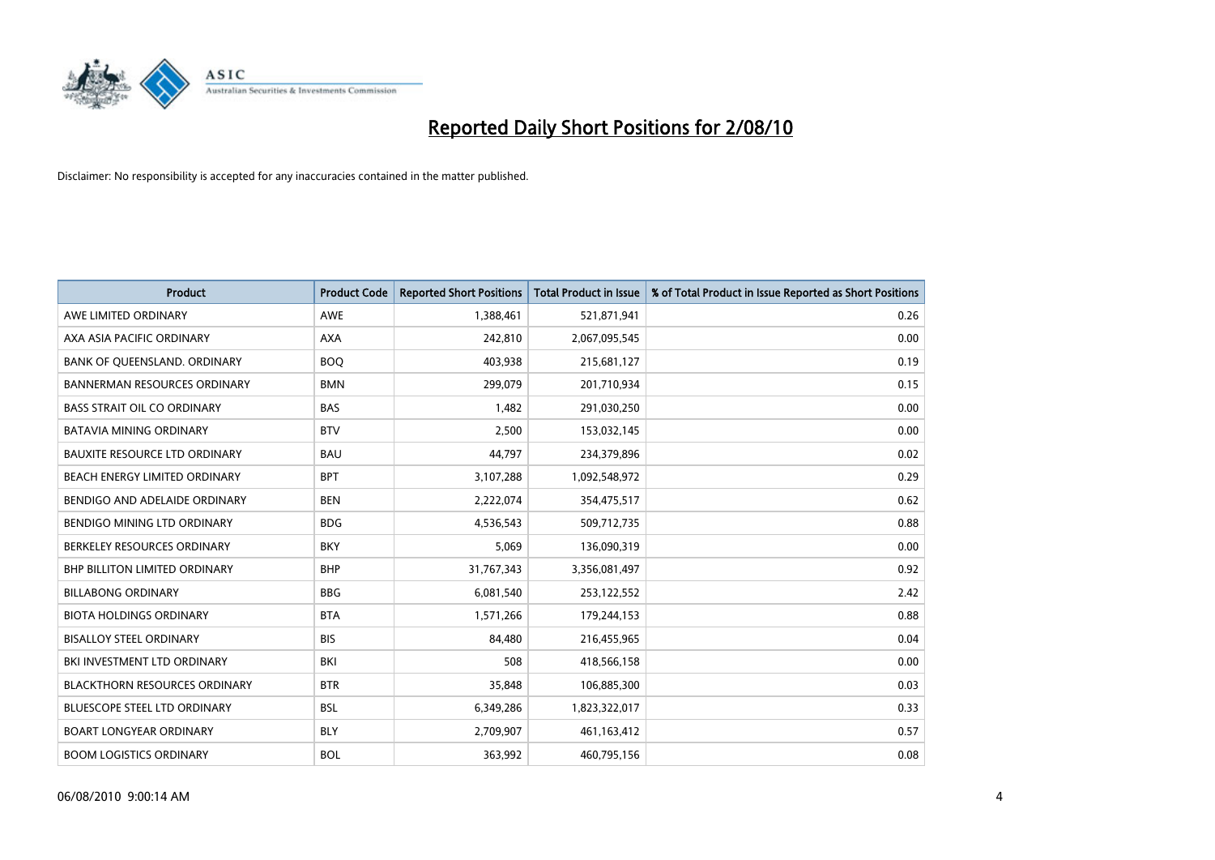# Reported Daily Short Positions for 2/08/10

Disclaimer: No responsibility is accepted for any inaccuracies contained in the matter published.

| Product | Product Code | Reported Short Positions | Total Product in Issue | % of Total Product in Issue Reported as Short Positions |
|---|---|---|---|---|
| AWE LIMITED ORDINARY | AWE | 1,388,461 | 521,871,941 | 0.26 |
| AXA ASIA PACIFIC ORDINARY | AXA | 242,810 | 2,067,095,545 | 0.00 |
| BANK OF QUEENSLAND. ORDINARY | BOQ | 403,938 | 215,681,127 | 0.19 |
| BANNERMAN RESOURCES ORDINARY | BMN | 299,079 | 201,710,934 | 0.15 |
| BASS STRAIT OIL CO ORDINARY | BAS | 1,482 | 291,030,250 | 0.00 |
| BATAVIA MINING ORDINARY | BTV | 2,500 | 153,032,145 | 0.00 |
| BAUXITE RESOURCE LTD ORDINARY | BAU | 44,797 | 234,379,896 | 0.02 |
| BEACH ENERGY LIMITED ORDINARY | BPT | 3,107,288 | 1,092,548,972 | 0.29 |
| BENDIGO AND ADELAIDE ORDINARY | BEN | 2,222,074 | 354,475,517 | 0.62 |
| BENDIGO MINING LTD ORDINARY | BDG | 4,536,543 | 509,712,735 | 0.88 |
| BERKELEY RESOURCES ORDINARY | BKY | 5,069 | 136,090,319 | 0.00 |
| BHP BILLITON LIMITED ORDINARY | BHP | 31,767,343 | 3,356,081,497 | 0.92 |
| BILLABONG ORDINARY | BBG | 6,081,540 | 253,122,552 | 2.42 |
| BIOTA HOLDINGS ORDINARY | BTA | 1,571,266 | 179,244,153 | 0.88 |
| BISALLOY STEEL ORDINARY | BIS | 84,480 | 216,455,965 | 0.04 |
| BKI INVESTMENT LTD ORDINARY | BKI | 508 | 418,566,158 | 0.00 |
| BLACKTHORN RESOURCES ORDINARY | BTR | 35,848 | 106,885,300 | 0.03 |
| BLUESCOPE STEEL LTD ORDINARY | BSL | 6,349,286 | 1,823,322,017 | 0.33 |
| BOART LONGYEAR ORDINARY | BLY | 2,709,907 | 461,163,412 | 0.57 |
| BOOM LOGISTICS ORDINARY | BOL | 363,992 | 460,795,156 | 0.08 |

06/08/2010 9:00:14 AM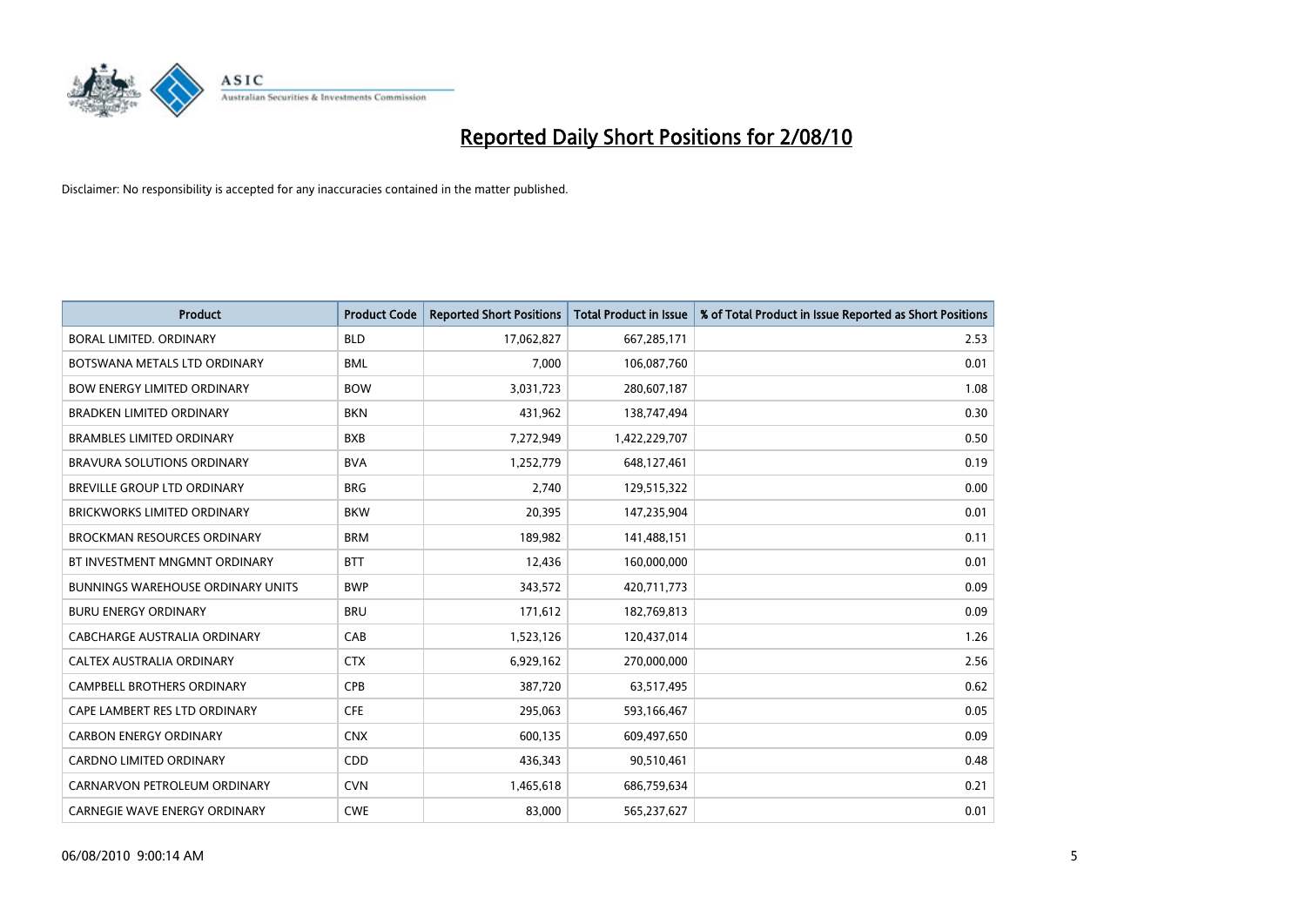# Reported Daily Short Positions for 2/08/10

Disclaimer: No responsibility is accepted for any inaccuracies contained in the matter published.

| Product | Product Code | Reported Short Positions | Total Product in Issue | % of Total Product in Issue Reported as Short Positions |
|---|---|---|---|---|
| BORAL LIMITED. ORDINARY | BLD | 17,062,827 | 667,285,171 | 2.53 |
| BOTSWANA METALS LTD ORDINARY | BML | 7,000 | 106,087,760 | 0.01 |
| BOW ENERGY LIMITED ORDINARY | BOW | 3,031,723 | 280,607,187 | 1.08 |
| BRADKEN LIMITED ORDINARY | BKN | 431,962 | 138,747,494 | 0.30 |
| BRAMBLES LIMITED ORDINARY | BXB | 7,272,949 | 1,422,229,707 | 0.50 |
| BRAVURA SOLUTIONS ORDINARY | BVA | 1,252,779 | 648,127,461 | 0.19 |
| BREVILLE GROUP LTD ORDINARY | BRG | 2,740 | 129,515,322 | 0.00 |
| BRICKWORKS LIMITED ORDINARY | BKW | 20,395 | 147,235,904 | 0.01 |
| BROCKMAN RESOURCES ORDINARY | BRM | 189,982 | 141,488,151 | 0.11 |
| BT INVESTMENT MNGMNT ORDINARY | BTT | 12,436 | 160,000,000 | 0.01 |
| BUNNINGS WAREHOUSE ORDINARY UNITS | BWP | 343,572 | 420,711,773 | 0.09 |
| BURU ENERGY ORDINARY | BRU | 171,612 | 182,769,813 | 0.09 |
| CABCHARGE AUSTRALIA ORDINARY | CAB | 1,523,126 | 120,437,014 | 1.26 |
| CALTEX AUSTRALIA ORDINARY | CTX | 6,929,162 | 270,000,000 | 2.56 |
| CAMPBELL BROTHERS ORDINARY | CPB | 387,720 | 63,517,495 | 0.62 |
| CAPE LAMBERT RES LTD ORDINARY | CFE | 295,063 | 593,166,467 | 0.05 |
| CARBON ENERGY ORDINARY | CNX | 600,135 | 609,497,650 | 0.09 |
| CARDNO LIMITED ORDINARY | CDD | 436,343 | 90,510,461 | 0.48 |
| CARNARVON PETROLEUM ORDINARY | CVN | 1,465,618 | 686,759,634 | 0.21 |
| CARNEGIE WAVE ENERGY ORDINARY | CWE | 83,000 | 565,237,627 | 0.01 |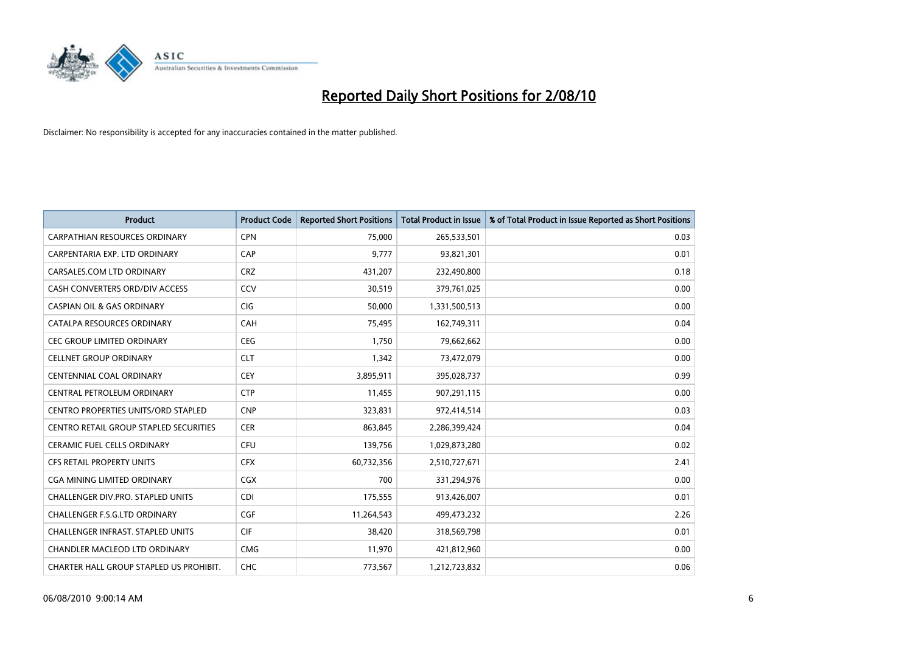# Reported Daily Short Positions for 2/08/10

Disclaimer: No responsibility is accepted for any inaccuracies contained in the matter published.

| Product | Product Code | Reported Short Positions | Total Product in Issue | % of Total Product in Issue Reported as Short Positions |
|---|---|---|---|---|
| CARPATHIAN RESOURCES ORDINARY | CPN | 75,000 | 265,533,501 | 0.03 |
| CARPENTARIA EXP. LTD ORDINARY | CAP | 9,777 | 93,821,301 | 0.01 |
| CARSALES.COM LTD ORDINARY | CRZ | 431,207 | 232,490,800 | 0.18 |
| CASH CONVERTERS ORD/DIV ACCESS | CCV | 30,519 | 379,761,025 | 0.00 |
| CASPIAN OIL & GAS ORDINARY | CIG | 50,000 | 1,331,500,513 | 0.00 |
| CATALPA RESOURCES ORDINARY | CAH | 75,495 | 162,749,311 | 0.04 |
| CEC GROUP LIMITED ORDINARY | CEG | 1,750 | 79,662,662 | 0.00 |
| CELLNET GROUP ORDINARY | CLT | 1,342 | 73,472,079 | 0.00 |
| CENTENNIAL COAL ORDINARY | CEY | 3,895,911 | 395,028,737 | 0.99 |
| CENTRAL PETROLEUM ORDINARY | CTP | 11,455 | 907,291,115 | 0.00 |
| CENTRO PROPERTIES UNITS/ORD STAPLED | CNP | 323,831 | 972,414,514 | 0.03 |
| CENTRO RETAIL GROUP STAPLED SECURITIES | CER | 863,845 | 2,286,399,424 | 0.04 |
| CERAMIC FUEL CELLS ORDINARY | CFU | 139,756 | 1,029,873,280 | 0.02 |
| CFS RETAIL PROPERTY UNITS | CFX | 60,732,356 | 2,510,727,671 | 2.41 |
| CGA MINING LIMITED ORDINARY | CGX | 700 | 331,294,976 | 0.00 |
| CHALLENGER DIV.PRO. STAPLED UNITS | CDI | 175,555 | 913,426,007 | 0.01 |
| CHALLENGER F.S.G.LTD ORDINARY | CGF | 11,264,543 | 499,473,232 | 2.26 |
| CHALLENGER INFRAST. STAPLED UNITS | CIF | 38,420 | 318,569,798 | 0.01 |
| CHANDLER MACLEOD LTD ORDINARY | CMG | 11,970 | 421,812,960 | 0.00 |
| CHARTER HALL GROUP STAPLED US PROHIBIT. | CHC | 773,567 | 1,212,723,832 | 0.06 |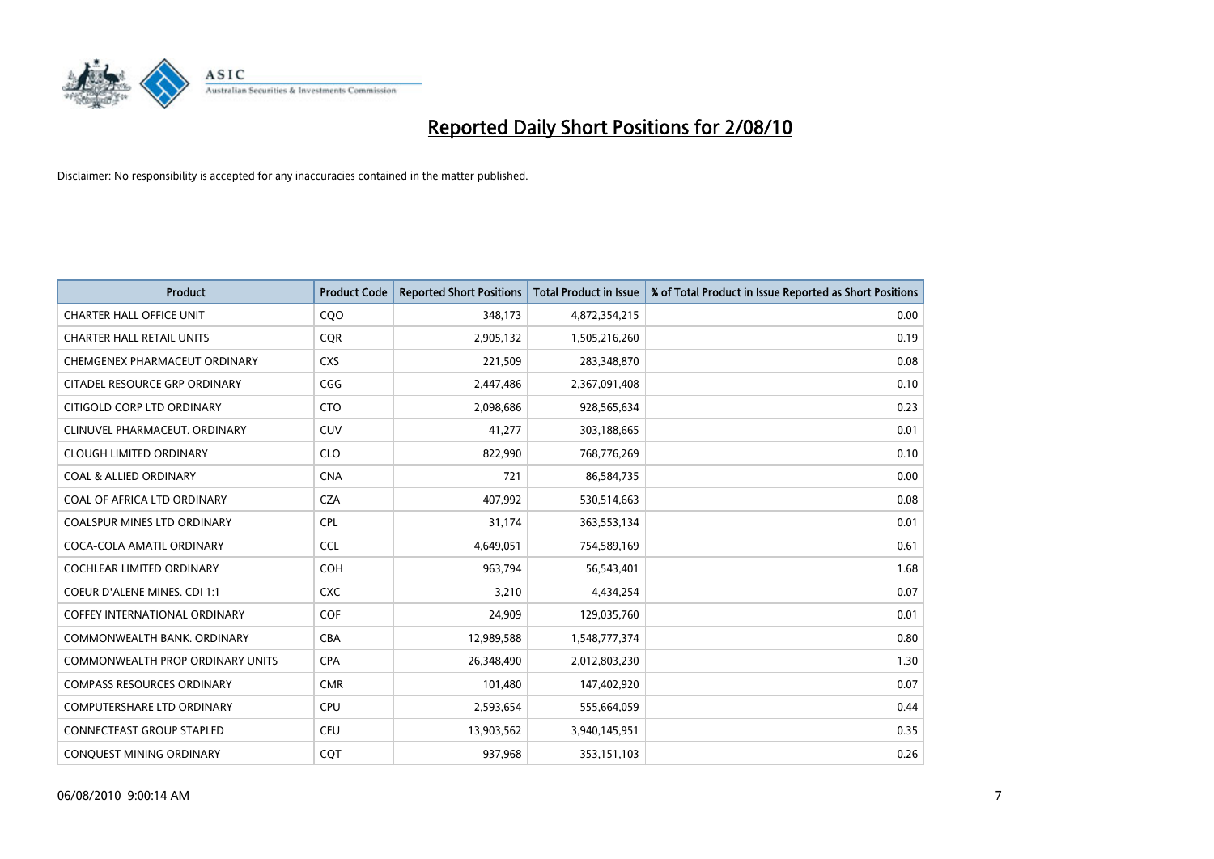# Reported Daily Short Positions for 2/08/10

Disclaimer: No responsibility is accepted for any inaccuracies contained in the matter published.

| Product | Product Code | Reported Short Positions | Total Product in Issue | % of Total Product in Issue Reported as Short Positions |
|---|---|---|---|---|
| CHARTER HALL OFFICE UNIT | CQO | 348,173 | 4,872,354,215 | 0.00 |
| CHARTER HALL RETAIL UNITS | CQR | 2,905,132 | 1,505,216,260 | 0.19 |
| CHEMGENEX PHARMACEUT ORDINARY | CXS | 221,509 | 283,348,870 | 0.08 |
| CITADEL RESOURCE GRP ORDINARY | CGG | 2,447,486 | 2,367,091,408 | 0.10 |
| CITIGOLD CORP LTD ORDINARY | CTO | 2,098,686 | 928,565,634 | 0.23 |
| CLINUVEL PHARMACEUT. ORDINARY | CUV | 41,277 | 303,188,665 | 0.01 |
| CLOUGH LIMITED ORDINARY | CLO | 822,990 | 768,776,269 | 0.10 |
| COAL & ALLIED ORDINARY | CNA | 721 | 86,584,735 | 0.00 |
| COAL OF AFRICA LTD ORDINARY | CZA | 407,992 | 530,514,663 | 0.08 |
| COALSPUR MINES LTD ORDINARY | CPL | 31,174 | 363,553,134 | 0.01 |
| COCA-COLA AMATIL ORDINARY | CCL | 4,649,051 | 754,589,169 | 0.61 |
| COCHLEAR LIMITED ORDINARY | COH | 963,794 | 56,543,401 | 1.68 |
| COEUR D'ALENE MINES. CDI 1:1 | CXC | 3,210 | 4,434,254 | 0.07 |
| COFFEY INTERNATIONAL ORDINARY | COF | 24,909 | 129,035,760 | 0.01 |
| COMMONWEALTH BANK. ORDINARY | CBA | 12,989,588 | 1,548,777,374 | 0.80 |
| COMMONWEALTH PROP ORDINARY UNITS | CPA | 26,348,490 | 2,012,803,230 | 1.30 |
| COMPASS RESOURCES ORDINARY | CMR | 101,480 | 147,402,920 | 0.07 |
| COMPUTERSHARE LTD ORDINARY | CPU | 2,593,654 | 555,664,059 | 0.44 |
| CONNECTEAST GROUP STAPLED | CEU | 13,903,562 | 3,940,145,951 | 0.35 |
| CONQUEST MINING ORDINARY | CQT | 937,968 | 353,151,103 | 0.26 |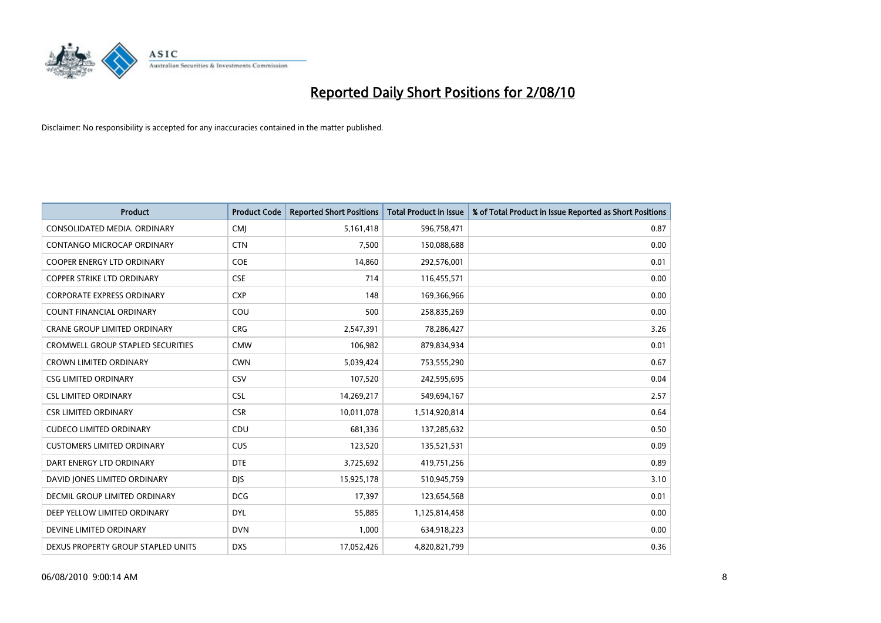# Reported Daily Short Positions for 2/08/10

Disclaimer: No responsibility is accepted for any inaccuracies contained in the matter published.

| Product | Product Code | Reported Short Positions | Total Product in Issue | % of Total Product in Issue Reported as Short Positions |
|---|---|---|---|---|
| CONSOLIDATED MEDIA. ORDINARY | CMJ | 5,161,418 | 596,758,471 | 0.87 |
| CONTANGO MICROCAP ORDINARY | CTN | 7,500 | 150,088,688 | 0.00 |
| COOPER ENERGY LTD ORDINARY | COE | 14,860 | 292,576,001 | 0.01 |
| COPPER STRIKE LTD ORDINARY | CSE | 714 | 116,455,571 | 0.00 |
| CORPORATE EXPRESS ORDINARY | CXP | 148 | 169,366,966 | 0.00 |
| COUNT FINANCIAL ORDINARY | COU | 500 | 258,835,269 | 0.00 |
| CRANE GROUP LIMITED ORDINARY | CRG | 2,547,391 | 78,286,427 | 3.26 |
| CROMWELL GROUP STAPLED SECURITIES | CMW | 106,982 | 879,834,934 | 0.01 |
| CROWN LIMITED ORDINARY | CWN | 5,039,424 | 753,555,290 | 0.67 |
| CSG LIMITED ORDINARY | CSV | 107,520 | 242,595,695 | 0.04 |
| CSL LIMITED ORDINARY | CSL | 14,269,217 | 549,694,167 | 2.57 |
| CSR LIMITED ORDINARY | CSR | 10,011,078 | 1,514,920,814 | 0.64 |
| CUDECO LIMITED ORDINARY | CDU | 681,336 | 137,285,632 | 0.50 |
| CUSTOMERS LIMITED ORDINARY | CUS | 123,520 | 135,521,531 | 0.09 |
| DART ENERGY LTD ORDINARY | DTE | 3,725,692 | 419,751,256 | 0.89 |
| DAVID JONES LIMITED ORDINARY | DJS | 15,925,178 | 510,945,759 | 3.10 |
| DECMIL GROUP LIMITED ORDINARY | DCG | 17,397 | 123,654,568 | 0.01 |
| DEEP YELLOW LIMITED ORDINARY | DYL | 55,885 | 1,125,814,458 | 0.00 |
| DEVINE LIMITED ORDINARY | DVN | 1,000 | 634,918,223 | 0.00 |
| DEXUS PROPERTY GROUP STAPLED UNITS | DXS | 17,052,426 | 4,820,821,799 | 0.36 |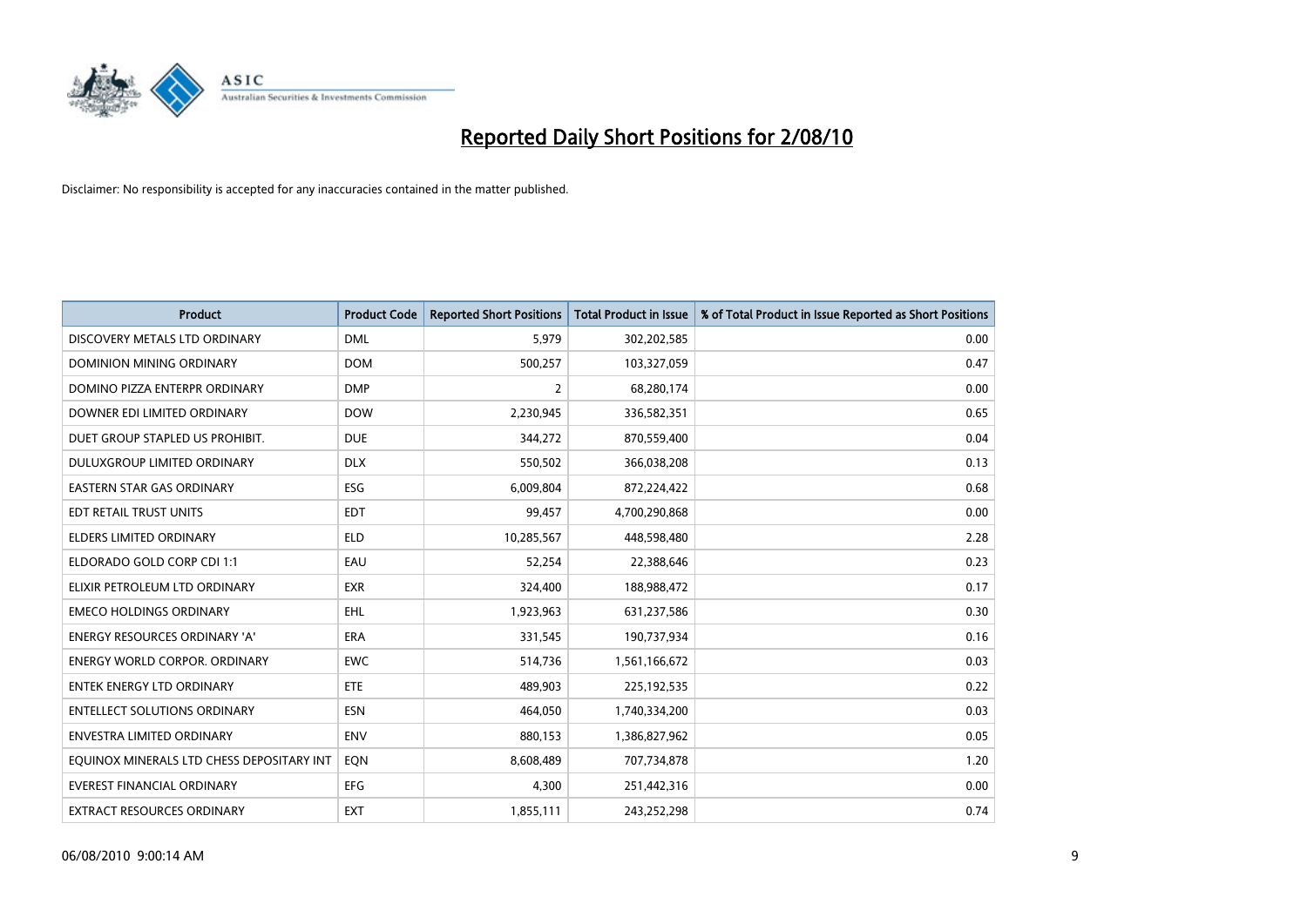# Reported Daily Short Positions for 2/08/10

Disclaimer: No responsibility is accepted for any inaccuracies contained in the matter published.

| Product | Product Code | Reported Short Positions | Total Product in Issue | % of Total Product in Issue Reported as Short Positions |
|---|---|---|---|---|
| DISCOVERY METALS LTD ORDINARY | DML | 5,979 | 302,202,585 | 0.00 |
| DOMINION MINING ORDINARY | DOM | 500,257 | 103,327,059 | 0.47 |
| DOMINO PIZZA ENTERPR ORDINARY | DMP | 2 | 68,280,174 | 0.00 |
| DOWNER EDI LIMITED ORDINARY | DOW | 2,230,945 | 336,582,351 | 0.65 |
| DUET GROUP STAPLED US PROHIBIT. | DUE | 344,272 | 870,559,400 | 0.04 |
| DULUXGROUP LIMITED ORDINARY | DLX | 550,502 | 366,038,208 | 0.13 |
| EASTERN STAR GAS ORDINARY | ESG | 6,009,804 | 872,224,422 | 0.68 |
| EDT RETAIL TRUST UNITS | EDT | 99,457 | 4,700,290,868 | 0.00 |
| ELDERS LIMITED ORDINARY | ELD | 10,285,567 | 448,598,480 | 2.28 |
| ELDORADO GOLD CORP CDI 1:1 | EAU | 52,254 | 22,388,646 | 0.23 |
| ELIXIR PETROLEUM LTD ORDINARY | EXR | 324,400 | 188,988,472 | 0.17 |
| EMECO HOLDINGS ORDINARY | EHL | 1,923,963 | 631,237,586 | 0.30 |
| ENERGY RESOURCES ORDINARY 'A' | ERA | 331,545 | 190,737,934 | 0.16 |
| ENERGY WORLD CORPOR. ORDINARY | EWC | 514,736 | 1,561,166,672 | 0.03 |
| ENTEK ENERGY LTD ORDINARY | ETE | 489,903 | 225,192,535 | 0.22 |
| ENTELLECT SOLUTIONS ORDINARY | ESN | 464,050 | 1,740,334,200 | 0.03 |
| ENVESTRA LIMITED ORDINARY | ENV | 880,153 | 1,386,827,962 | 0.05 |
| EQUINOX MINERALS LTD CHESS DEPOSITARY INT | EQN | 8,608,489 | 707,734,878 | 1.20 |
| EVEREST FINANCIAL ORDINARY | EFG | 4,300 | 251,442,316 | 0.00 |
| EXTRACT RESOURCES ORDINARY | EXT | 1,855,111 | 243,252,298 | 0.74 |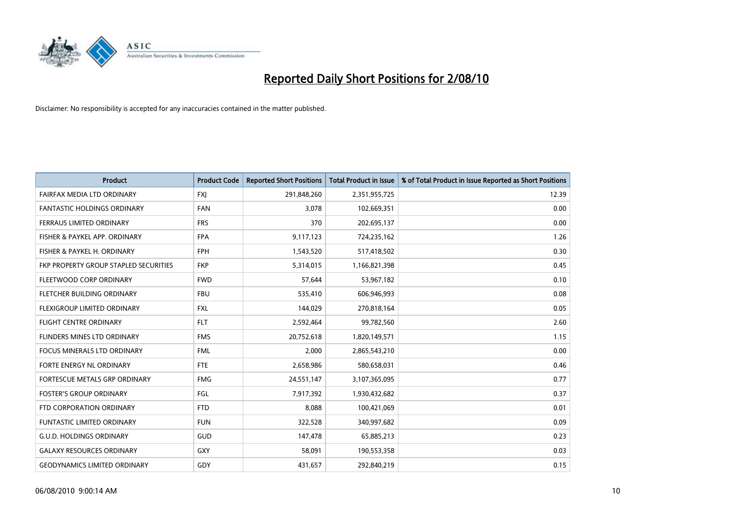# Reported Daily Short Positions for 2/08/10

Disclaimer: No responsibility is accepted for any inaccuracies contained in the matter published.

| Product | Product Code | Reported Short Positions | Total Product in Issue | % of Total Product in Issue Reported as Short Positions |
| --- | --- | --- | --- | --- |
| FAIRFAX MEDIA LTD ORDINARY | FXJ | 291,848,260 | 2,351,955,725 | 12.39 |
| FANTASTIC HOLDINGS ORDINARY | FAN | 3,078 | 102,669,351 | 0.00 |
| FERRAUS LIMITED ORDINARY | FRS | 370 | 202,695,137 | 0.00 |
| FISHER & PAYKEL APP. ORDINARY | FPA | 9,117,123 | 724,235,162 | 1.26 |
| FISHER & PAYKEL H. ORDINARY | FPH | 1,543,520 | 517,418,502 | 0.30 |
| FKP PROPERTY GROUP STAPLED SECURITIES | FKP | 5,314,015 | 1,166,821,398 | 0.45 |
| FLEETWOOD CORP ORDINARY | FWD | 57,644 | 53,967,182 | 0.10 |
| FLETCHER BUILDING ORDINARY | FBU | 535,410 | 606,946,993 | 0.08 |
| FLEXIGROUP LIMITED ORDINARY | FXL | 144,029 | 270,818,164 | 0.05 |
| FLIGHT CENTRE ORDINARY | FLT | 2,592,464 | 99,782,560 | 2.60 |
| FLINDERS MINES LTD ORDINARY | FMS | 20,752,618 | 1,820,149,571 | 1.15 |
| FOCUS MINERALS LTD ORDINARY | FML | 2,000 | 2,865,543,210 | 0.00 |
| FORTE ENERGY NL ORDINARY | FTE | 2,658,986 | 580,658,031 | 0.46 |
| FORTESCUE METALS GRP ORDINARY | FMG | 24,551,147 | 3,107,365,095 | 0.77 |
| FOSTER'S GROUP ORDINARY | FGL | 7,917,392 | 1,930,432,682 | 0.37 |
| FTD CORPORATION ORDINARY | FTD | 8,088 | 100,421,069 | 0.01 |
| FUNTASTIC LIMITED ORDINARY | FUN | 322,528 | 340,997,682 | 0.09 |
| G.U.D. HOLDINGS ORDINARY | GUD | 147,478 | 65,885,213 | 0.23 |
| GALAXY RESOURCES ORDINARY | GXY | 58,091 | 190,553,358 | 0.03 |
| GEODYNAMICS LIMITED ORDINARY | GDY | 431,657 | 292,840,219 | 0.15 |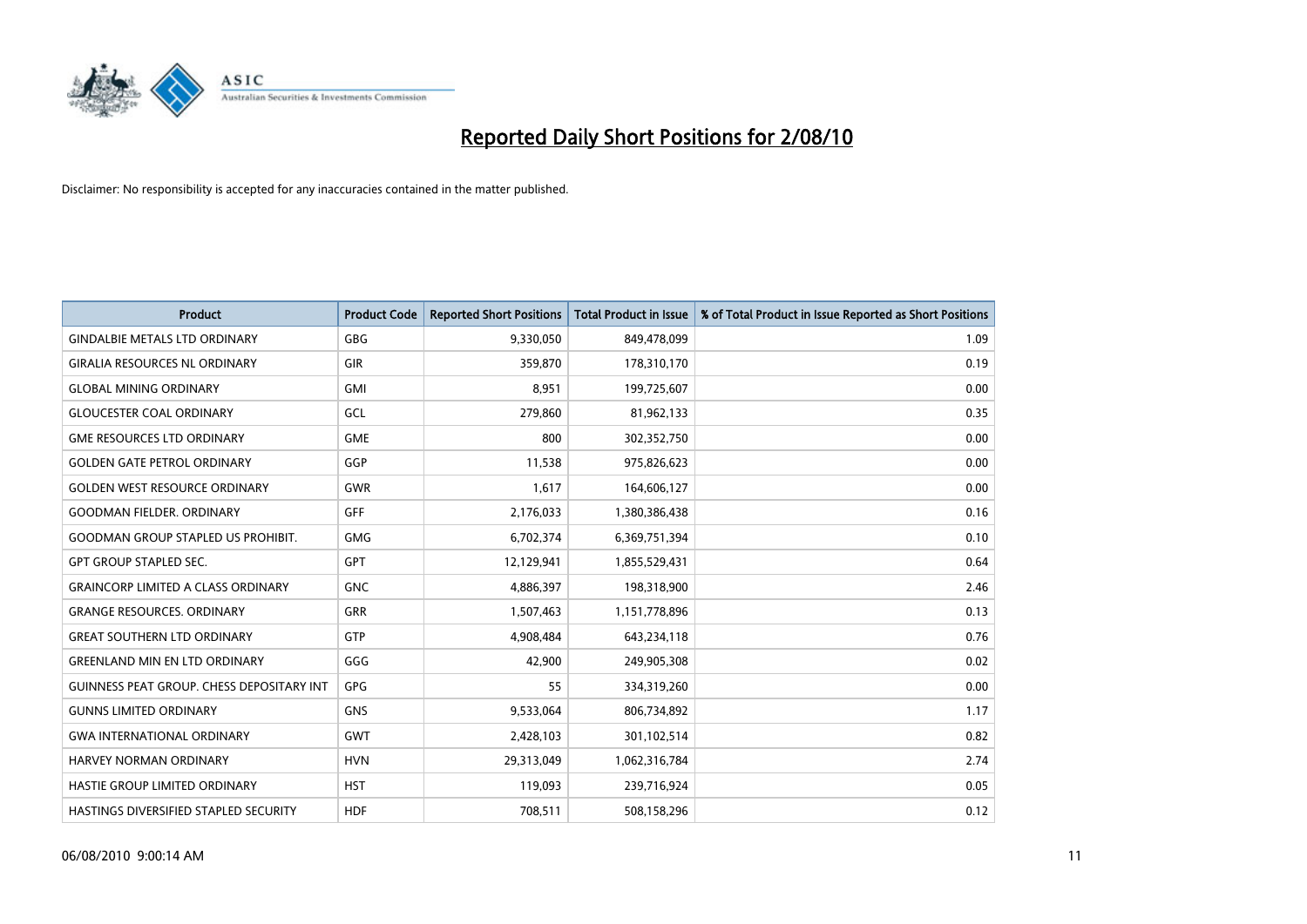# Reported Daily Short Positions for 2/08/10

Disclaimer: No responsibility is accepted for any inaccuracies contained in the matter published.

| Product | Product Code | Reported Short Positions | Total Product in Issue | % of Total Product in Issue Reported as Short Positions |
|---|---|---|---|---|
| GINDALBIE METALS LTD ORDINARY | GBG | 9,330,050 | 849,478,099 | 1.09 |
| GIRALIA RESOURCES NL ORDINARY | GIR | 359,870 | 178,310,170 | 0.19 |
| GLOBAL MINING ORDINARY | GMI | 8,951 | 199,725,607 | 0.00 |
| GLOUCESTER COAL ORDINARY | GCL | 279,860 | 81,962,133 | 0.35 |
| GME RESOURCES LTD ORDINARY | GME | 800 | 302,352,750 | 0.00 |
| GOLDEN GATE PETROL ORDINARY | GGP | 11,538 | 975,826,623 | 0.00 |
| GOLDEN WEST RESOURCE ORDINARY | GWR | 1,617 | 164,606,127 | 0.00 |
| GOODMAN FIELDER. ORDINARY | GFF | 2,176,033 | 1,380,386,438 | 0.16 |
| GOODMAN GROUP STAPLED US PROHIBIT. | GMG | 6,702,374 | 6,369,751,394 | 0.10 |
| GPT GROUP STAPLED SEC. | GPT | 12,129,941 | 1,855,529,431 | 0.64 |
| GRAINCORP LIMITED A CLASS ORDINARY | GNC | 4,886,397 | 198,318,900 | 2.46 |
| GRANGE RESOURCES. ORDINARY | GRR | 1,507,463 | 1,151,778,896 | 0.13 |
| GREAT SOUTHERN LTD ORDINARY | GTP | 4,908,484 | 643,234,118 | 0.76 |
| GREENLAND MIN EN LTD ORDINARY | GGG | 42,900 | 249,905,308 | 0.02 |
| GUINNESS PEAT GROUP. CHESS DEPOSITARY INT | GPG | 55 | 334,319,260 | 0.00 |
| GUNNS LIMITED ORDINARY | GNS | 9,533,064 | 806,734,892 | 1.17 |
| GWA INTERNATIONAL ORDINARY | GWT | 2,428,103 | 301,102,514 | 0.82 |
| HARVEY NORMAN ORDINARY | HVN | 29,313,049 | 1,062,316,784 | 2.74 |
| HASTIE GROUP LIMITED ORDINARY | HST | 119,093 | 239,716,924 | 0.05 |
| HASTINGS DIVERSIFIED STAPLED SECURITY | HDF | 708,511 | 508,158,296 | 0.12 |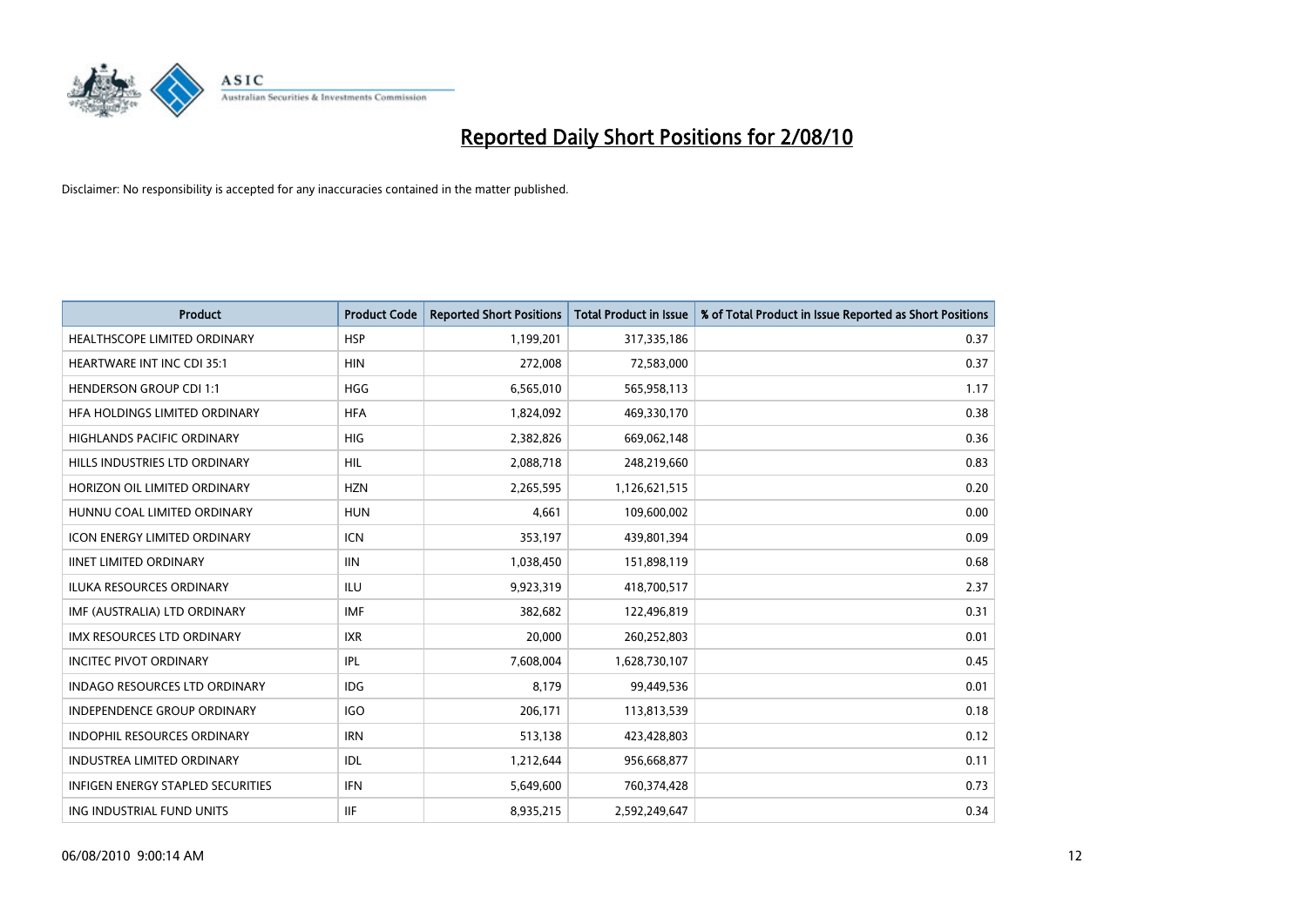# Reported Daily Short Positions for 2/08/10

Disclaimer: No responsibility is accepted for any inaccuracies contained in the matter published.

| Product | Product Code | Reported Short Positions | Total Product in Issue | % of Total Product in Issue Reported as Short Positions |
|---|---|---|---|---|
| HEALTHSCOPE LIMITED ORDINARY | HSP | 1,199,201 | 317,335,186 | 0.37 |
| HEARTWARE INT INC CDI 35:1 | HIN | 272,008 | 72,583,000 | 0.37 |
| HENDERSON GROUP CDI 1:1 | HGG | 6,565,010 | 565,958,113 | 1.17 |
| HFA HOLDINGS LIMITED ORDINARY | HFA | 1,824,092 | 469,330,170 | 0.38 |
| HIGHLANDS PACIFIC ORDINARY | HIG | 2,382,826 | 669,062,148 | 0.36 |
| HILLS INDUSTRIES LTD ORDINARY | HIL | 2,088,718 | 248,219,660 | 0.83 |
| HORIZON OIL LIMITED ORDINARY | HZN | 2,265,595 | 1,126,621,515 | 0.20 |
| HUNNU COAL LIMITED ORDINARY | HUN | 4,661 | 109,600,002 | 0.00 |
| ICON ENERGY LIMITED ORDINARY | ICN | 353,197 | 439,801,394 | 0.09 |
| IINET LIMITED ORDINARY | IIN | 1,038,450 | 151,898,119 | 0.68 |
| ILUKA RESOURCES ORDINARY | ILU | 9,923,319 | 418,700,517 | 2.37 |
| IMF (AUSTRALIA) LTD ORDINARY | IMF | 382,682 | 122,496,819 | 0.31 |
| IMX RESOURCES LTD ORDINARY | IXR | 20,000 | 260,252,803 | 0.01 |
| INCITEC PIVOT ORDINARY | IPL | 7,608,004 | 1,628,730,107 | 0.45 |
| INDAGO RESOURCES LTD ORDINARY | IDG | 8,179 | 99,449,536 | 0.01 |
| INDEPENDENCE GROUP ORDINARY | IGO | 206,171 | 113,813,539 | 0.18 |
| INDOPHIL RESOURCES ORDINARY | IRN | 513,138 | 423,428,803 | 0.12 |
| INDUSTREA LIMITED ORDINARY | IDL | 1,212,644 | 956,668,877 | 0.11 |
| INFIGEN ENERGY STAPLED SECURITIES | IFN | 5,649,600 | 760,374,428 | 0.73 |
| ING INDUSTRIAL FUND UNITS | IIF | 8,935,215 | 2,592,249,647 | 0.34 |

06/08/2010 9:00:14 AM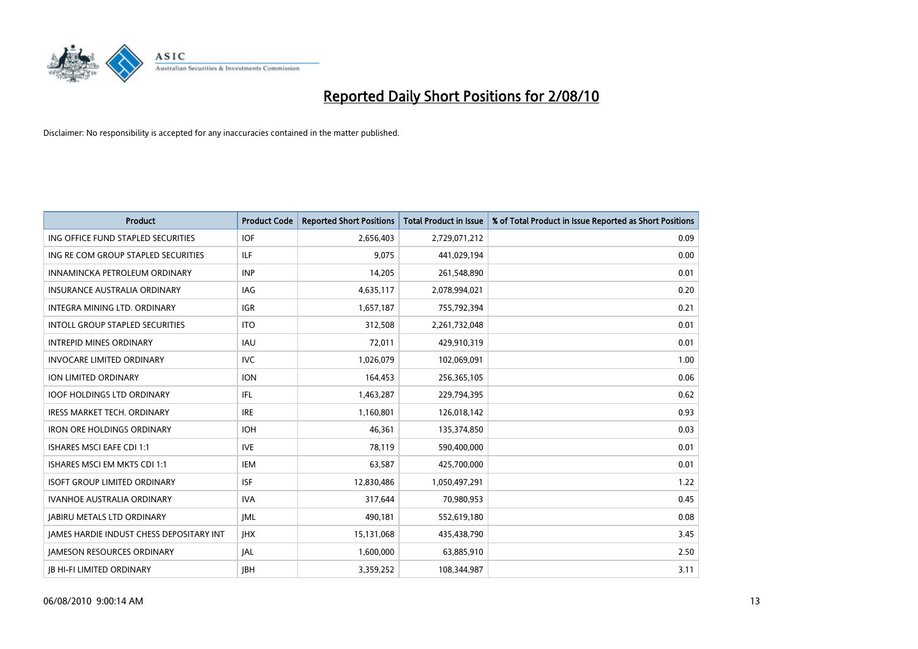# Reported Daily Short Positions for 2/08/10

Disclaimer: No responsibility is accepted for any inaccuracies contained in the matter published.

| Product | Product Code | Reported Short Positions | Total Product in Issue | % of Total Product in Issue Reported as Short Positions |
|---|---|---|---|---|
| ING OFFICE FUND STAPLED SECURITIES | IOF | 2,656,403 | 2,729,071,212 | 0.09 |
| ING RE COM GROUP STAPLED SECURITIES | ILF | 9,075 | 441,029,194 | 0.00 |
| INNAMINCKA PETROLEUM ORDINARY | INP | 14,205 | 261,548,890 | 0.01 |
| INSURANCE AUSTRALIA ORDINARY | IAG | 4,635,117 | 2,078,994,021 | 0.20 |
| INTEGRA MINING LTD. ORDINARY | IGR | 1,657,187 | 755,792,394 | 0.21 |
| INTOLL GROUP STAPLED SECURITIES | ITO | 312,508 | 2,261,732,048 | 0.01 |
| INTREPID MINES ORDINARY | IAU | 72,011 | 429,910,319 | 0.01 |
| INVOCARE LIMITED ORDINARY | IVC | 1,026,079 | 102,069,091 | 1.00 |
| ION LIMITED ORDINARY | ION | 164,453 | 256,365,105 | 0.06 |
| IOOF HOLDINGS LTD ORDINARY | IFL | 1,463,287 | 229,794,395 | 0.62 |
| IRESS MARKET TECH. ORDINARY | IRE | 1,160,801 | 126,018,142 | 0.93 |
| IRON ORE HOLDINGS ORDINARY | IOH | 46,361 | 135,374,850 | 0.03 |
| ISHARES MSCI EAFE CDI 1:1 | IVE | 78,119 | 590,400,000 | 0.01 |
| ISHARES MSCI EM MKTS CDI 1:1 | IEM | 63,587 | 425,700,000 | 0.01 |
| ISOFT GROUP LIMITED ORDINARY | ISF | 12,830,486 | 1,050,497,291 | 1.22 |
| IVANHOE AUSTRALIA ORDINARY | IVA | 317,644 | 70,980,953 | 0.45 |
| JABIRU METALS LTD ORDINARY | JML | 490,181 | 552,619,180 | 0.08 |
| JAMES HARDIE INDUST CHESS DEPOSITARY INT | JHX | 15,131,068 | 435,438,790 | 3.45 |
| JAMESON RESOURCES ORDINARY | JAL | 1,600,000 | 63,885,910 | 2.50 |
| JB HI-FI LIMITED ORDINARY | JBH | 3,359,252 | 108,344,987 | 3.11 |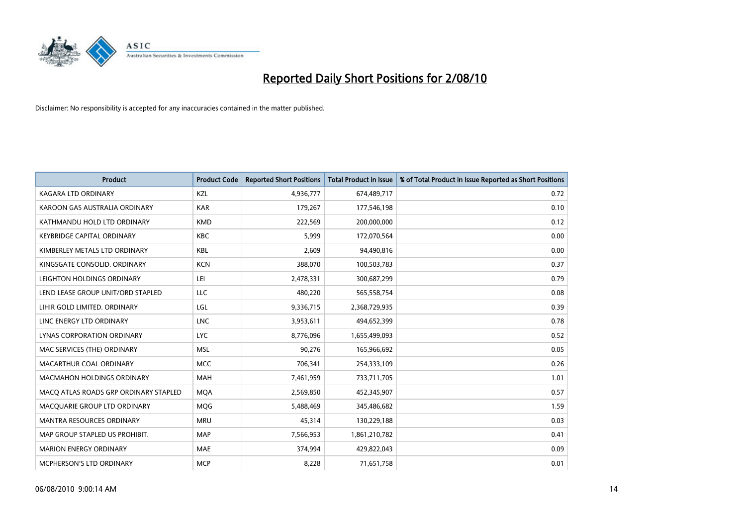# Reported Daily Short Positions for 2/08/10

Disclaimer: No responsibility is accepted for any inaccuracies contained in the matter published.

| Product | Product Code | Reported Short Positions | Total Product in Issue | % of Total Product in Issue Reported as Short Positions |
|---|---|---|---|---|
| KAGARA LTD ORDINARY | KZL | 4,936,777 | 674,489,717 | 0.72 |
| KAROON GAS AUSTRALIA ORDINARY | KAR | 179,267 | 177,546,198 | 0.10 |
| KATHMANDU HOLD LTD ORDINARY | KMD | 222,569 | 200,000,000 | 0.12 |
| KEYBRIDGE CAPITAL ORDINARY | KBC | 5,999 | 172,070,564 | 0.00 |
| KIMBERLEY METALS LTD ORDINARY | KBL | 2,609 | 94,490,816 | 0.00 |
| KINGSGATE CONSOLID. ORDINARY | KCN | 388,070 | 100,503,783 | 0.37 |
| LEIGHTON HOLDINGS ORDINARY | LEI | 2,478,331 | 300,687,299 | 0.79 |
| LEND LEASE GROUP UNIT/ORD STAPLED | LLC | 480,220 | 565,558,754 | 0.08 |
| LIHIR GOLD LIMITED. ORDINARY | LGL | 9,336,715 | 2,368,729,935 | 0.39 |
| LINC ENERGY LTD ORDINARY | LNC | 3,953,611 | 494,652,399 | 0.78 |
| LYNAS CORPORATION ORDINARY | LYC | 8,776,096 | 1,655,499,093 | 0.52 |
| MAC SERVICES (THE) ORDINARY | MSL | 90,276 | 165,966,692 | 0.05 |
| MACARTHUR COAL ORDINARY | MCC | 706,341 | 254,333,109 | 0.26 |
| MACMAHON HOLDINGS ORDINARY | MAH | 7,461,959 | 733,711,705 | 1.01 |
| MACQ ATLAS ROADS GRP ORDINARY STAPLED | MQA | 2,569,850 | 452,345,907 | 0.57 |
| MACQUARIE GROUP LTD ORDINARY | MQG | 5,488,469 | 345,486,682 | 1.59 |
| MANTRA RESOURCES ORDINARY | MRU | 45,314 | 130,229,188 | 0.03 |
| MAP GROUP STAPLED US PROHIBIT. | MAP | 7,566,953 | 1,861,210,782 | 0.41 |
| MARION ENERGY ORDINARY | MAE | 374,994 | 429,822,043 | 0.09 |
| MCPHERSON'S LTD ORDINARY | MCP | 8,228 | 71,651,758 | 0.01 |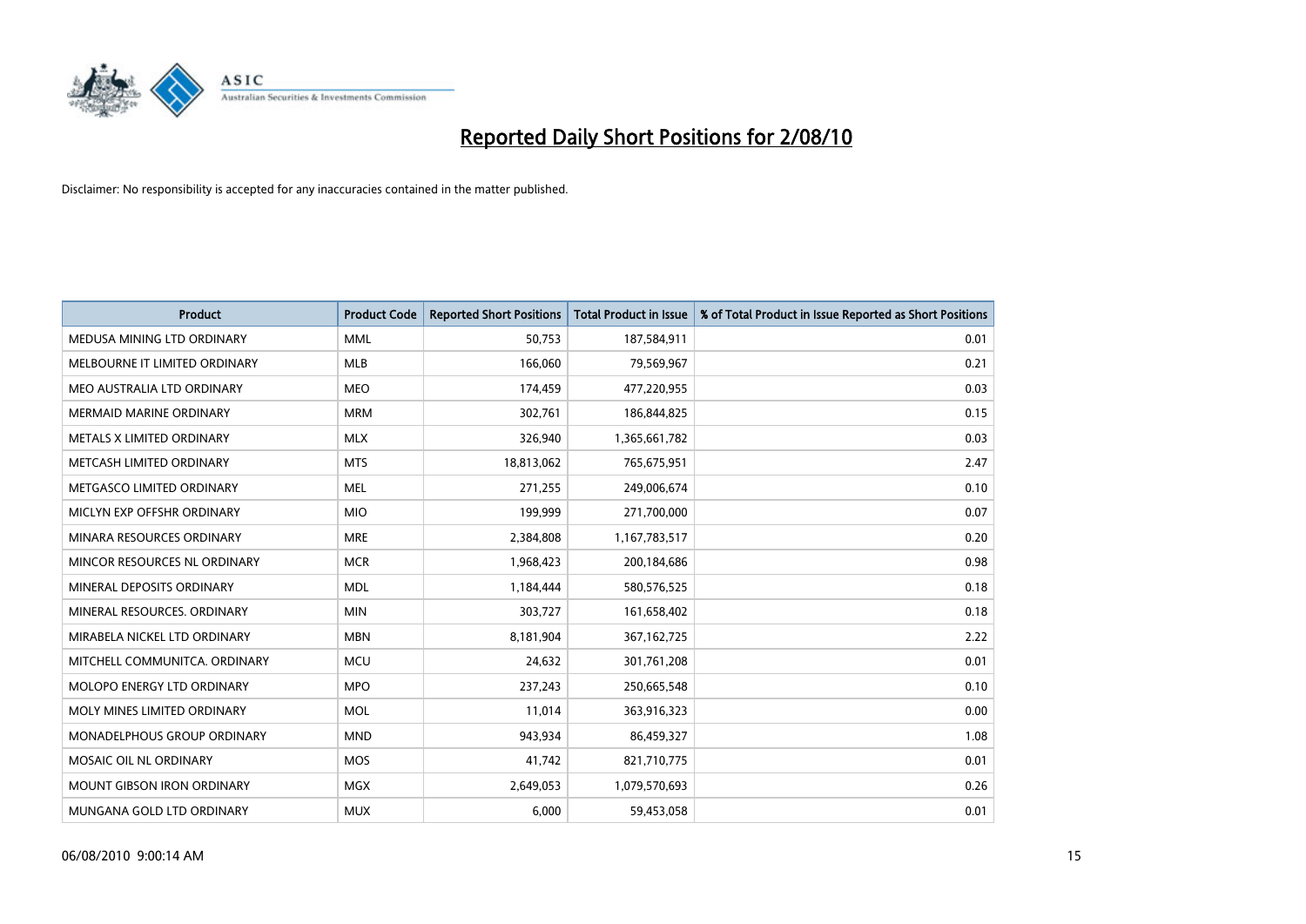# Reported Daily Short Positions for 2/08/10

Disclaimer: No responsibility is accepted for any inaccuracies contained in the matter published.

| Product | Product Code | Reported Short Positions | Total Product in Issue | % of Total Product in Issue Reported as Short Positions |
|---|---|---|---|---|
| MEDUSA MINING LTD ORDINARY | MML | 50,753 | 187,584,911 | 0.01 |
| MELBOURNE IT LIMITED ORDINARY | MLB | 166,060 | 79,569,967 | 0.21 |
| MEO AUSTRALIA LTD ORDINARY | MEO | 174,459 | 477,220,955 | 0.03 |
| MERMAID MARINE ORDINARY | MRM | 302,761 | 186,844,825 | 0.15 |
| METALS X LIMITED ORDINARY | MLX | 326,940 | 1,365,661,782 | 0.03 |
| METCASH LIMITED ORDINARY | MTS | 18,813,062 | 765,675,951 | 2.47 |
| METGASCO LIMITED ORDINARY | MEL | 271,255 | 249,006,674 | 0.10 |
| MICLYN EXP OFFSHR ORDINARY | MIO | 199,999 | 271,700,000 | 0.07 |
| MINARA RESOURCES ORDINARY | MRE | 2,384,808 | 1,167,783,517 | 0.20 |
| MINCOR RESOURCES NL ORDINARY | MCR | 1,968,423 | 200,184,686 | 0.98 |
| MINERAL DEPOSITS ORDINARY | MDL | 1,184,444 | 580,576,525 | 0.18 |
| MINERAL RESOURCES. ORDINARY | MIN | 303,727 | 161,658,402 | 0.18 |
| MIRABELA NICKEL LTD ORDINARY | MBN | 8,181,904 | 367,162,725 | 2.22 |
| MITCHELL COMMUNITCA. ORDINARY | MCU | 24,632 | 301,761,208 | 0.01 |
| MOLOPO ENERGY LTD ORDINARY | MPO | 237,243 | 250,665,548 | 0.10 |
| MOLY MINES LIMITED ORDINARY | MOL | 11,014 | 363,916,323 | 0.00 |
| MONADELPHOUS GROUP ORDINARY | MND | 943,934 | 86,459,327 | 1.08 |
| MOSAIC OIL NL ORDINARY | MOS | 41,742 | 821,710,775 | 0.01 |
| MOUNT GIBSON IRON ORDINARY | MGX | 2,649,053 | 1,079,570,693 | 0.26 |
| MUNGANA GOLD LTD ORDINARY | MUX | 6,000 | 59,453,058 | 0.01 |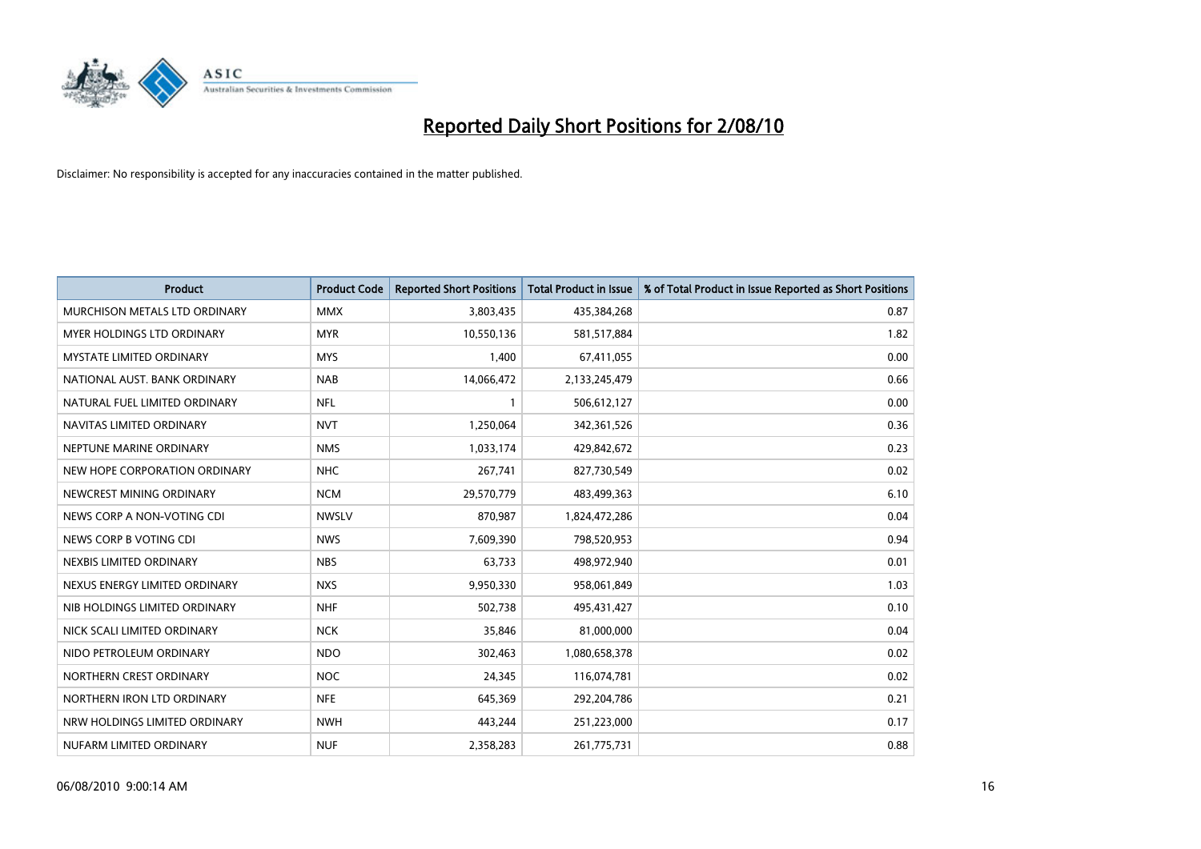# Reported Daily Short Positions for 2/08/10

Disclaimer: No responsibility is accepted for any inaccuracies contained in the matter published.

| Product | Product Code | Reported Short Positions | Total Product in Issue | % of Total Product in Issue Reported as Short Positions |
|---|---|---|---|---|
| MURCHISON METALS LTD ORDINARY | MMX | 3,803,435 | 435,384,268 | 0.87 |
| MYER HOLDINGS LTD ORDINARY | MYR | 10,550,136 | 581,517,884 | 1.82 |
| MYSTATE LIMITED ORDINARY | MYS | 1,400 | 67,411,055 | 0.00 |
| NATIONAL AUST. BANK ORDINARY | NAB | 14,066,472 | 2,133,245,479 | 0.66 |
| NATURAL FUEL LIMITED ORDINARY | NFL | 1 | 506,612,127 | 0.00 |
| NAVITAS LIMITED ORDINARY | NVT | 1,250,064 | 342,361,526 | 0.36 |
| NEPTUNE MARINE ORDINARY | NMS | 1,033,174 | 429,842,672 | 0.23 |
| NEW HOPE CORPORATION ORDINARY | NHC | 267,741 | 827,730,549 | 0.02 |
| NEWCREST MINING ORDINARY | NCM | 29,570,779 | 483,499,363 | 6.10 |
| NEWS CORP A NON-VOTING CDI | NWSLV | 870,987 | 1,824,472,286 | 0.04 |
| NEWS CORP B VOTING CDI | NWS | 7,609,390 | 798,520,953 | 0.94 |
| NEXBIS LIMITED ORDINARY | NBS | 63,733 | 498,972,940 | 0.01 |
| NEXUS ENERGY LIMITED ORDINARY | NXS | 9,950,330 | 958,061,849 | 1.03 |
| NIB HOLDINGS LIMITED ORDINARY | NHF | 502,738 | 495,431,427 | 0.10 |
| NICK SCALI LIMITED ORDINARY | NCK | 35,846 | 81,000,000 | 0.04 |
| NIDO PETROLEUM ORDINARY | NDO | 302,463 | 1,080,658,378 | 0.02 |
| NORTHERN CREST ORDINARY | NOC | 24,345 | 116,074,781 | 0.02 |
| NORTHERN IRON LTD ORDINARY | NFE | 645,369 | 292,204,786 | 0.21 |
| NRW HOLDINGS LIMITED ORDINARY | NWH | 443,244 | 251,223,000 | 0.17 |
| NUFARM LIMITED ORDINARY | NUF | 2,358,283 | 261,775,731 | 0.88 |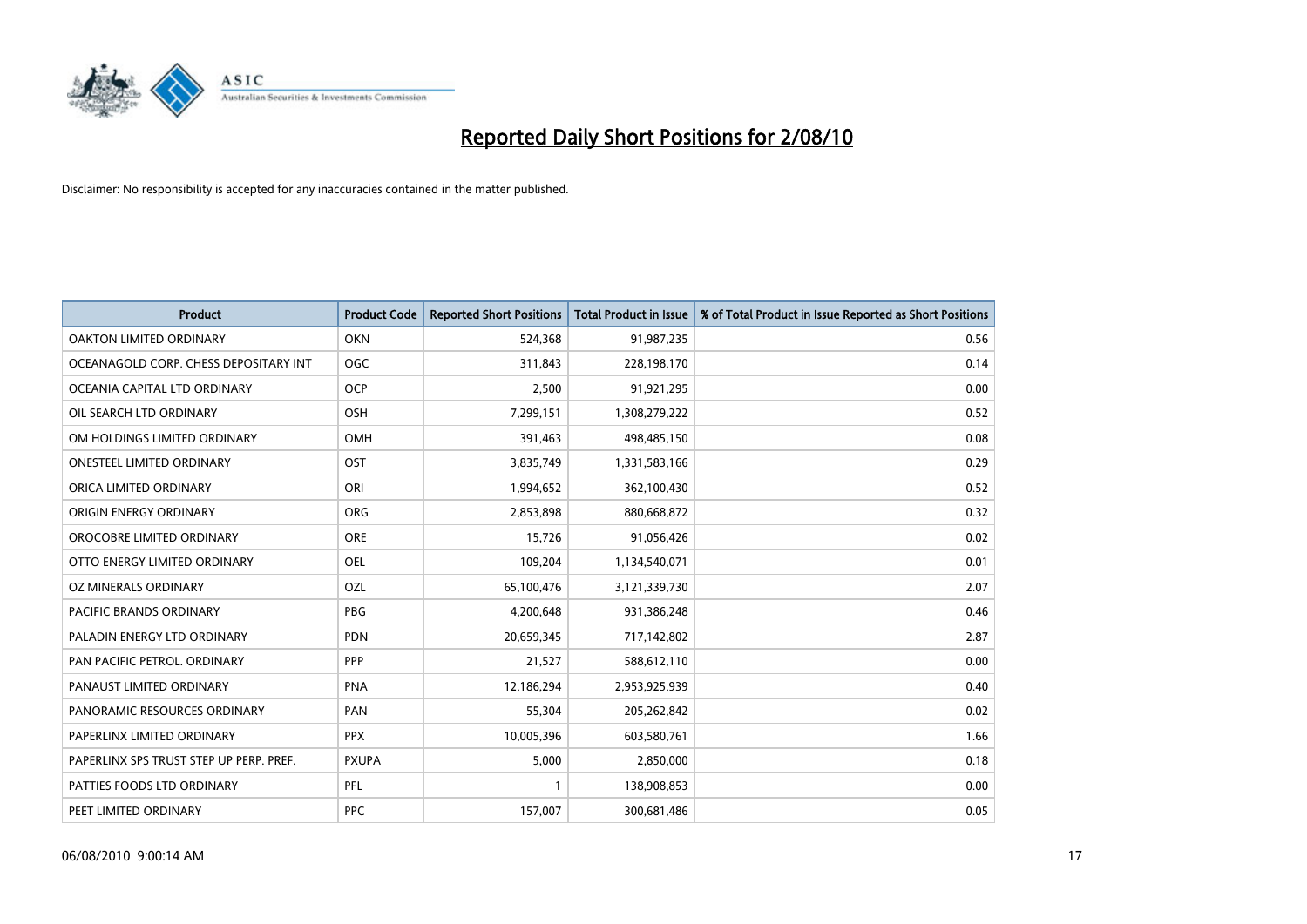# Reported Daily Short Positions for 2/08/10

Disclaimer: No responsibility is accepted for any inaccuracies contained in the matter published.

| Product | Product Code | Reported Short Positions | Total Product in Issue | % of Total Product in Issue Reported as Short Positions |
|---|---|---|---|---|
| OAKTON LIMITED ORDINARY | OKN | 524,368 | 91,987,235 | 0.56 |
| OCEANAGOLD CORP. CHESS DEPOSITARY INT | OGC | 311,843 | 228,198,170 | 0.14 |
| OCEANIA CAPITAL LTD ORDINARY | OCP | 2,500 | 91,921,295 | 0.00 |
| OIL SEARCH LTD ORDINARY | OSH | 7,299,151 | 1,308,279,222 | 0.52 |
| OM HOLDINGS LIMITED ORDINARY | OMH | 391,463 | 498,485,150 | 0.08 |
| ONESTEEL LIMITED ORDINARY | OST | 3,835,749 | 1,331,583,166 | 0.29 |
| ORICA LIMITED ORDINARY | ORI | 1,994,652 | 362,100,430 | 0.52 |
| ORIGIN ENERGY ORDINARY | ORG | 2,853,898 | 880,668,872 | 0.32 |
| OROCOBRE LIMITED ORDINARY | ORE | 15,726 | 91,056,426 | 0.02 |
| OTTO ENERGY LIMITED ORDINARY | OEL | 109,204 | 1,134,540,071 | 0.01 |
| OZ MINERALS ORDINARY | OZL | 65,100,476 | 3,121,339,730 | 2.07 |
| PACIFIC BRANDS ORDINARY | PBG | 4,200,648 | 931,386,248 | 0.46 |
| PALADIN ENERGY LTD ORDINARY | PDN | 20,659,345 | 717,142,802 | 2.87 |
| PAN PACIFIC PETROL. ORDINARY | PPP | 21,527 | 588,612,110 | 0.00 |
| PANAUST LIMITED ORDINARY | PNA | 12,186,294 | 2,953,925,939 | 0.40 |
| PANORAMIC RESOURCES ORDINARY | PAN | 55,304 | 205,262,842 | 0.02 |
| PAPERLINX LIMITED ORDINARY | PPX | 10,005,396 | 603,580,761 | 1.66 |
| PAPERLINX SPS TRUST STEP UP PERP. PREF. | PXUPA | 5,000 | 2,850,000 | 0.18 |
| PATTIES FOODS LTD ORDINARY | PFL | 1 | 138,908,853 | 0.00 |
| PEET LIMITED ORDINARY | PPC | 157,007 | 300,681,486 | 0.05 |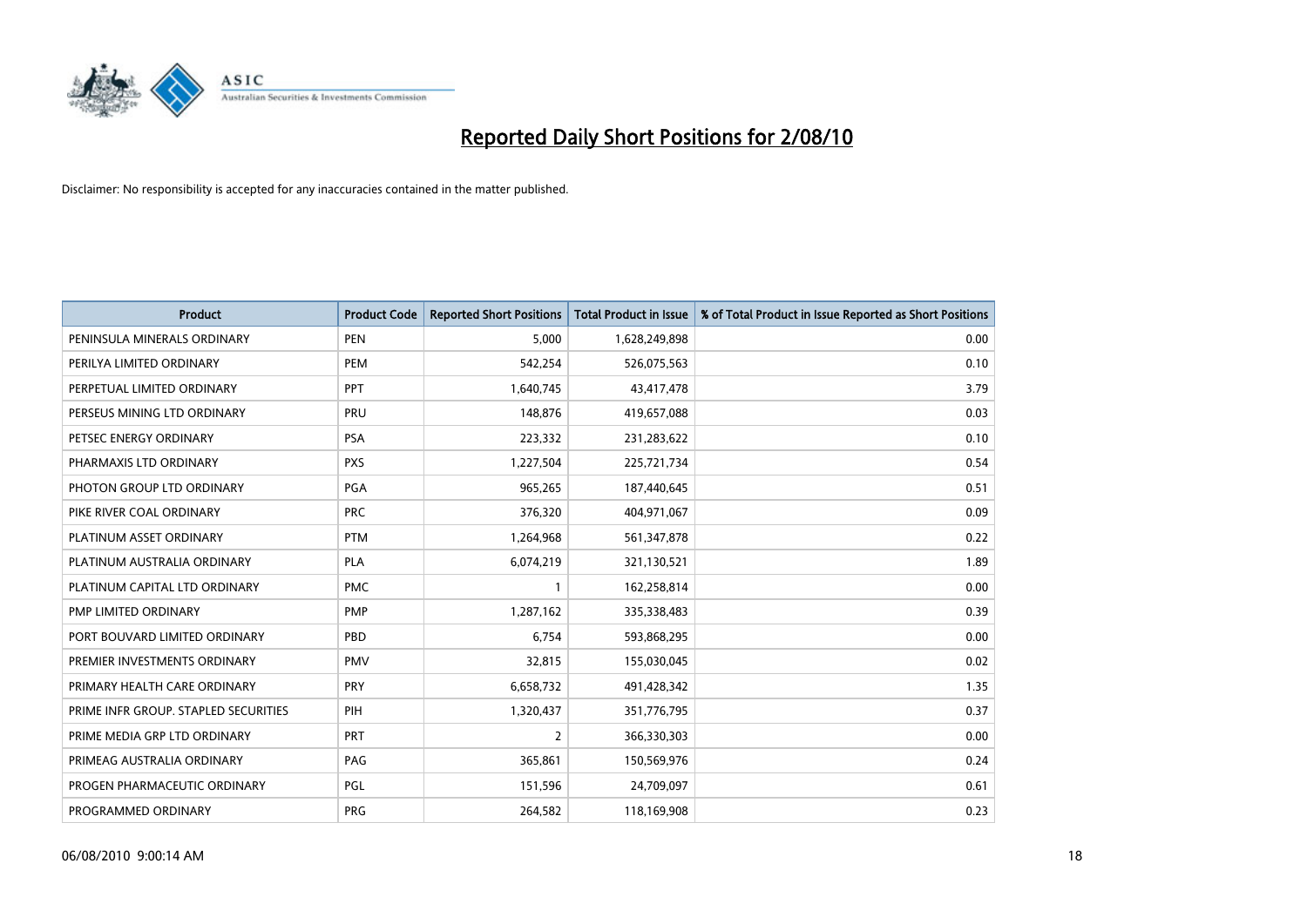# Reported Daily Short Positions for 2/08/10

Disclaimer: No responsibility is accepted for any inaccuracies contained in the matter published.

| Product | Product Code | Reported Short Positions | Total Product in Issue | % of Total Product in Issue Reported as Short Positions |
|---|---|---|---|---|
| PENINSULA MINERALS ORDINARY | PEN | 5,000 | 1,628,249,898 | 0.00 |
| PERILYA LIMITED ORDINARY | PEM | 542,254 | 526,075,563 | 0.10 |
| PERPETUAL LIMITED ORDINARY | PPT | 1,640,745 | 43,417,478 | 3.79 |
| PERSEUS MINING LTD ORDINARY | PRU | 148,876 | 419,657,088 | 0.03 |
| PETSEC ENERGY ORDINARY | PSA | 223,332 | 231,283,622 | 0.10 |
| PHARMAXIS LTD ORDINARY | PXS | 1,227,504 | 225,721,734 | 0.54 |
| PHOTON GROUP LTD ORDINARY | PGA | 965,265 | 187,440,645 | 0.51 |
| PIKE RIVER COAL ORDINARY | PRC | 376,320 | 404,971,067 | 0.09 |
| PLATINUM ASSET ORDINARY | PTM | 1,264,968 | 561,347,878 | 0.22 |
| PLATINUM AUSTRALIA ORDINARY | PLA | 6,074,219 | 321,130,521 | 1.89 |
| PLATINUM CAPITAL LTD ORDINARY | PMC | 1 | 162,258,814 | 0.00 |
| PMP LIMITED ORDINARY | PMP | 1,287,162 | 335,338,483 | 0.39 |
| PORT BOUVARD LIMITED ORDINARY | PBD | 6,754 | 593,868,295 | 0.00 |
| PREMIER INVESTMENTS ORDINARY | PMV | 32,815 | 155,030,045 | 0.02 |
| PRIMARY HEALTH CARE ORDINARY | PRY | 6,658,732 | 491,428,342 | 1.35 |
| PRIME INFR GROUP. STAPLED SECURITIES | PIH | 1,320,437 | 351,776,795 | 0.37 |
| PRIME MEDIA GRP LTD ORDINARY | PRT | 2 | 366,330,303 | 0.00 |
| PRIMEAG AUSTRALIA ORDINARY | PAG | 365,861 | 150,569,976 | 0.24 |
| PROGEN PHARMACEUTIC ORDINARY | PGL | 151,596 | 24,709,097 | 0.61 |
| PROGRAMMED ORDINARY | PRG | 264,582 | 118,169,908 | 0.23 |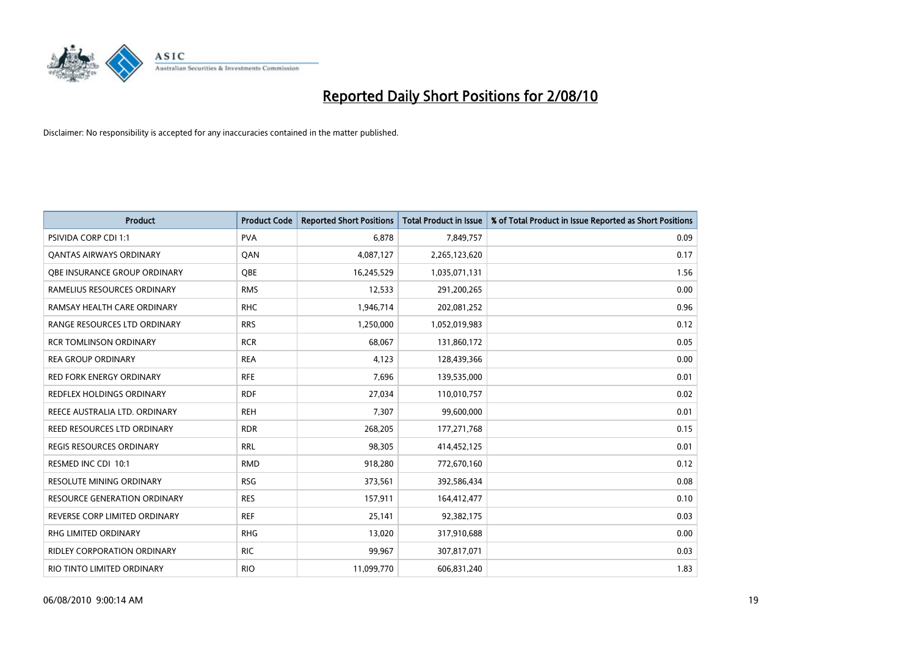# Reported Daily Short Positions for 2/08/10

Disclaimer: No responsibility is accepted for any inaccuracies contained in the matter published.

| Product | Product Code | Reported Short Positions | Total Product in Issue | % of Total Product in Issue Reported as Short Positions |
|---|---|---|---|---|
| PSIVIDA CORP CDI 1:1 | PVA | 6,878 | 7,849,757 | 0.09 |
| QANTAS AIRWAYS ORDINARY | QAN | 4,087,127 | 2,265,123,620 | 0.17 |
| QBE INSURANCE GROUP ORDINARY | QBE | 16,245,529 | 1,035,071,131 | 1.56 |
| RAMELIUS RESOURCES ORDINARY | RMS | 12,533 | 291,200,265 | 0.00 |
| RAMSAY HEALTH CARE ORDINARY | RHC | 1,946,714 | 202,081,252 | 0.96 |
| RANGE RESOURCES LTD ORDINARY | RRS | 1,250,000 | 1,052,019,983 | 0.12 |
| RCR TOMLINSON ORDINARY | RCR | 68,067 | 131,860,172 | 0.05 |
| REA GROUP ORDINARY | REA | 4,123 | 128,439,366 | 0.00 |
| RED FORK ENERGY ORDINARY | RFE | 7,696 | 139,535,000 | 0.01 |
| REDFLEX HOLDINGS ORDINARY | RDF | 27,034 | 110,010,757 | 0.02 |
| REECE AUSTRALIA LTD. ORDINARY | REH | 7,307 | 99,600,000 | 0.01 |
| REED RESOURCES LTD ORDINARY | RDR | 268,205 | 177,271,768 | 0.15 |
| REGIS RESOURCES ORDINARY | RRL | 98,305 | 414,452,125 | 0.01 |
| RESMED INC CDI 10:1 | RMD | 918,280 | 772,670,160 | 0.12 |
| RESOLUTE MINING ORDINARY | RSG | 373,561 | 392,586,434 | 0.08 |
| RESOURCE GENERATION ORDINARY | RES | 157,911 | 164,412,477 | 0.10 |
| REVERSE CORP LIMITED ORDINARY | REF | 25,141 | 92,382,175 | 0.03 |
| RHG LIMITED ORDINARY | RHG | 13,020 | 317,910,688 | 0.00 |
| RIDLEY CORPORATION ORDINARY | RIC | 99,967 | 307,817,071 | 0.03 |
| RIO TINTO LIMITED ORDINARY | RIO | 11,099,770 | 606,831,240 | 1.83 |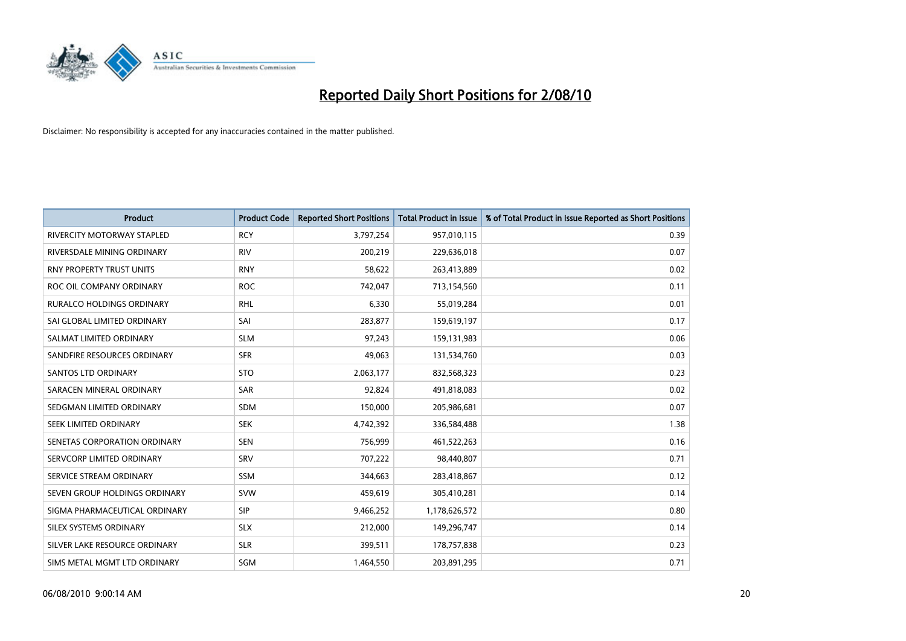# Reported Daily Short Positions for 2/08/10

Disclaimer: No responsibility is accepted for any inaccuracies contained in the matter published.

| Product | Product Code | Reported Short Positions | Total Product in Issue | % of Total Product in Issue Reported as Short Positions |
|---|---|---|---|---|
| RIVERCITY MOTORWAY STAPLED | RCY | 3,797,254 | 957,010,115 | 0.39 |
| RIVERSDALE MINING ORDINARY | RIV | 200,219 | 229,636,018 | 0.07 |
| RNY PROPERTY TRUST UNITS | RNY | 58,622 | 263,413,889 | 0.02 |
| ROC OIL COMPANY ORDINARY | ROC | 742,047 | 713,154,560 | 0.11 |
| RURALCO HOLDINGS ORDINARY | RHL | 6,330 | 55,019,284 | 0.01 |
| SAI GLOBAL LIMITED ORDINARY | SAI | 283,877 | 159,619,197 | 0.17 |
| SALMAT LIMITED ORDINARY | SLM | 97,243 | 159,131,983 | 0.06 |
| SANDFIRE RESOURCES ORDINARY | SFR | 49,063 | 131,534,760 | 0.03 |
| SANTOS LTD ORDINARY | STO | 2,063,177 | 832,568,323 | 0.23 |
| SARACEN MINERAL ORDINARY | SAR | 92,824 | 491,818,083 | 0.02 |
| SEDGMAN LIMITED ORDINARY | SDM | 150,000 | 205,986,681 | 0.07 |
| SEEK LIMITED ORDINARY | SEK | 4,742,392 | 336,584,488 | 1.38 |
| SENETAS CORPORATION ORDINARY | SEN | 756,999 | 461,522,263 | 0.16 |
| SERVCORP LIMITED ORDINARY | SRV | 707,222 | 98,440,807 | 0.71 |
| SERVICE STREAM ORDINARY | SSM | 344,663 | 283,418,867 | 0.12 |
| SEVEN GROUP HOLDINGS ORDINARY | SVW | 459,619 | 305,410,281 | 0.14 |
| SIGMA PHARMACEUTICAL ORDINARY | SIP | 9,466,252 | 1,178,626,572 | 0.80 |
| SILEX SYSTEMS ORDINARY | SLX | 212,000 | 149,296,747 | 0.14 |
| SILVER LAKE RESOURCE ORDINARY | SLR | 399,511 | 178,757,838 | 0.23 |
| SIMS METAL MGMT LTD ORDINARY | SGM | 1,464,550 | 203,891,295 | 0.71 |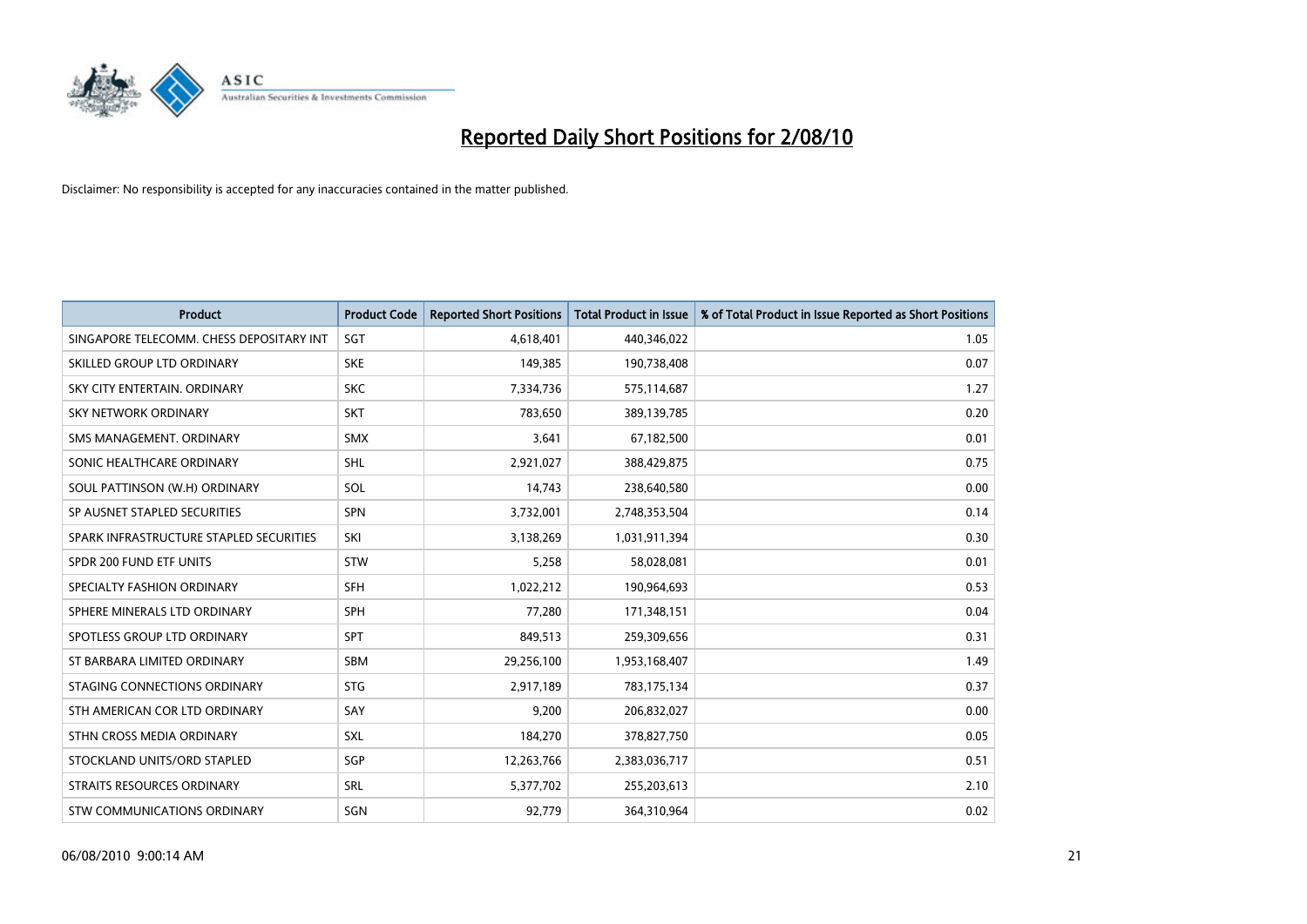# Reported Daily Short Positions for 2/08/10

Disclaimer: No responsibility is accepted for any inaccuracies contained in the matter published.

| Product | Product Code | Reported Short Positions | Total Product in Issue | % of Total Product in Issue Reported as Short Positions |
|---|---|---|---|---|
| SINGAPORE TELECOMM. CHESS DEPOSITARY INT | SGT | 4,618,401 | 440,346,022 | 1.05 |
| SKILLED GROUP LTD ORDINARY | SKE | 149,385 | 190,738,408 | 0.07 |
| SKY CITY ENTERTAIN. ORDINARY | SKC | 7,334,736 | 575,114,687 | 1.27 |
| SKY NETWORK ORDINARY | SKT | 783,650 | 389,139,785 | 0.20 |
| SMS MANAGEMENT. ORDINARY | SMX | 3,641 | 67,182,500 | 0.01 |
| SONIC HEALTHCARE ORDINARY | SHL | 2,921,027 | 388,429,875 | 0.75 |
| SOUL PATTINSON (W.H) ORDINARY | SOL | 14,743 | 238,640,580 | 0.00 |
| SP AUSNET STAPLED SECURITIES | SPN | 3,732,001 | 2,748,353,504 | 0.14 |
| SPARK INFRASTRUCTURE STAPLED SECURITIES | SKI | 3,138,269 | 1,031,911,394 | 0.30 |
| SPDR 200 FUND ETF UNITS | STW | 5,258 | 58,028,081 | 0.01 |
| SPECIALTY FASHION ORDINARY | SFH | 1,022,212 | 190,964,693 | 0.53 |
| SPHERE MINERALS LTD ORDINARY | SPH | 77,280 | 171,348,151 | 0.04 |
| SPOTLESS GROUP LTD ORDINARY | SPT | 849,513 | 259,309,656 | 0.31 |
| ST BARBARA LIMITED ORDINARY | SBM | 29,256,100 | 1,953,168,407 | 1.49 |
| STAGING CONNECTIONS ORDINARY | STG | 2,917,189 | 783,175,134 | 0.37 |
| STH AMERICAN COR LTD ORDINARY | SAY | 9,200 | 206,832,027 | 0.00 |
| STHN CROSS MEDIA ORDINARY | SXL | 184,270 | 378,827,750 | 0.05 |
| STOCKLAND UNITS/ORD STAPLED | SGP | 12,263,766 | 2,383,036,717 | 0.51 |
| STRAITS RESOURCES ORDINARY | SRL | 5,377,702 | 255,203,613 | 2.10 |
| STW COMMUNICATIONS ORDINARY | SGN | 92,779 | 364,310,964 | 0.02 |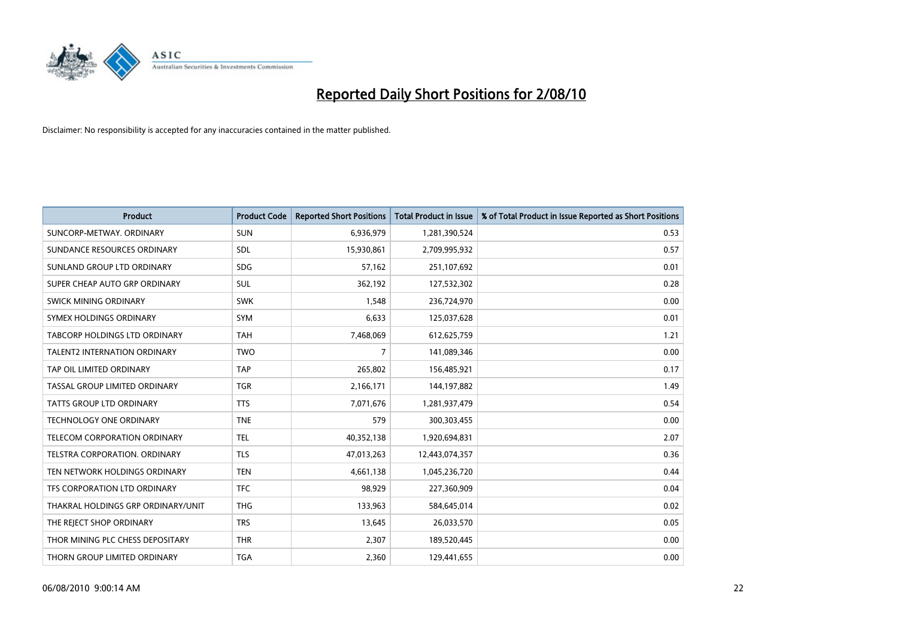# Reported Daily Short Positions for 2/08/10

Disclaimer: No responsibility is accepted for any inaccuracies contained in the matter published.

| Product | Product Code | Reported Short Positions | Total Product in Issue | % of Total Product in Issue Reported as Short Positions |
|---|---|---|---|---|
| SUNCORP-METWAY. ORDINARY | SUN | 6,936,979 | 1,281,390,524 | 0.53 |
| SUNDANCE RESOURCES ORDINARY | SDL | 15,930,861 | 2,709,995,932 | 0.57 |
| SUNLAND GROUP LTD ORDINARY | SDG | 57,162 | 251,107,692 | 0.01 |
| SUPER CHEAP AUTO GRP ORDINARY | SUL | 362,192 | 127,532,302 | 0.28 |
| SWICK MINING ORDINARY | SWK | 1,548 | 236,724,970 | 0.00 |
| SYMEX HOLDINGS ORDINARY | SYM | 6,633 | 125,037,628 | 0.01 |
| TABCORP HOLDINGS LTD ORDINARY | TAH | 7,468,069 | 612,625,759 | 1.21 |
| TALENT2 INTERNATION ORDINARY | TWO | 7 | 141,089,346 | 0.00 |
| TAP OIL LIMITED ORDINARY | TAP | 265,802 | 156,485,921 | 0.17 |
| TASSAL GROUP LIMITED ORDINARY | TGR | 2,166,171 | 144,197,882 | 1.49 |
| TATTS GROUP LTD ORDINARY | TTS | 7,071,676 | 1,281,937,479 | 0.54 |
| TECHNOLOGY ONE ORDINARY | TNE | 579 | 300,303,455 | 0.00 |
| TELECOM CORPORATION ORDINARY | TEL | 40,352,138 | 1,920,694,831 | 2.07 |
| TELSTRA CORPORATION. ORDINARY | TLS | 47,013,263 | 12,443,074,357 | 0.36 |
| TEN NETWORK HOLDINGS ORDINARY | TEN | 4,661,138 | 1,045,236,720 | 0.44 |
| TFS CORPORATION LTD ORDINARY | TFC | 98,929 | 227,360,909 | 0.04 |
| THAKRAL HOLDINGS GRP ORDINARY/UNIT | THG | 133,963 | 584,645,014 | 0.02 |
| THE REJECT SHOP ORDINARY | TRS | 13,645 | 26,033,570 | 0.05 |
| THOR MINING PLC CHESS DEPOSITARY | THR | 2,307 | 189,520,445 | 0.00 |
| THORN GROUP LIMITED ORDINARY | TGA | 2,360 | 129,441,655 | 0.00 |

06/08/2010 9:00:14 AM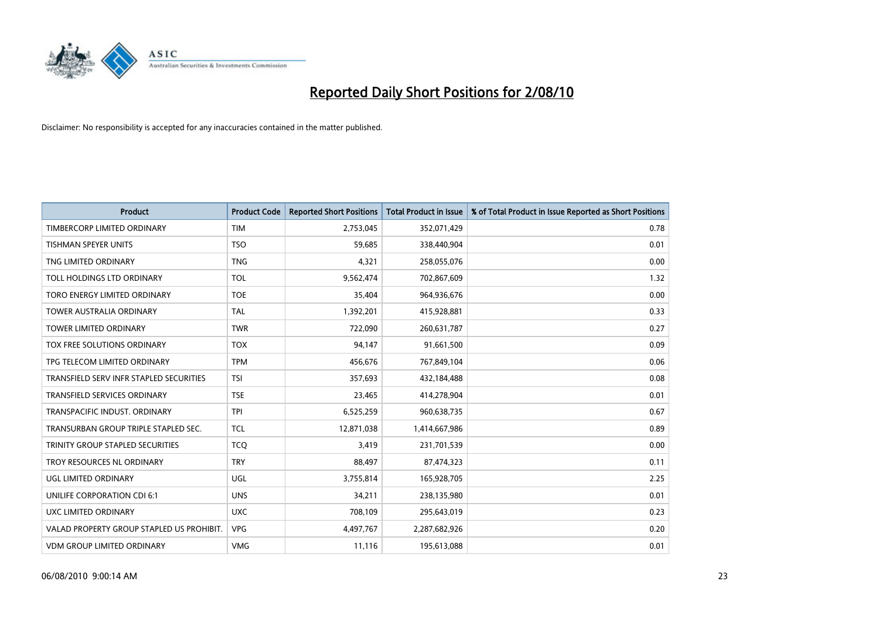# Reported Daily Short Positions for 2/08/10

Disclaimer: No responsibility is accepted for any inaccuracies contained in the matter published.

| Product | Product Code | Reported Short Positions | Total Product in Issue | % of Total Product in Issue Reported as Short Positions |
|---|---|---|---|---|
| TIMBERCORP LIMITED ORDINARY | TIM | 2,753,045 | 352,071,429 | 0.78 |
| TISHMAN SPEYER UNITS | TSO | 59,685 | 338,440,904 | 0.01 |
| TNG LIMITED ORDINARY | TNG | 4,321 | 258,055,076 | 0.00 |
| TOLL HOLDINGS LTD ORDINARY | TOL | 9,562,474 | 702,867,609 | 1.32 |
| TORO ENERGY LIMITED ORDINARY | TOE | 35,404 | 964,936,676 | 0.00 |
| TOWER AUSTRALIA ORDINARY | TAL | 1,392,201 | 415,928,881 | 0.33 |
| TOWER LIMITED ORDINARY | TWR | 722,090 | 260,631,787 | 0.27 |
| TOX FREE SOLUTIONS ORDINARY | TOX | 94,147 | 91,661,500 | 0.09 |
| TPG TELECOM LIMITED ORDINARY | TPM | 456,676 | 767,849,104 | 0.06 |
| TRANSFIELD SERV INFR STAPLED SECURITIES | TSI | 357,693 | 432,184,488 | 0.08 |
| TRANSFIELD SERVICES ORDINARY | TSE | 23,465 | 414,278,904 | 0.01 |
| TRANSPACIFIC INDUST. ORDINARY | TPI | 6,525,259 | 960,638,735 | 0.67 |
| TRANSURBAN GROUP TRIPLE STAPLED SEC. | TCL | 12,871,038 | 1,414,667,986 | 0.89 |
| TRINITY GROUP STAPLED SECURITIES | TCQ | 3,419 | 231,701,539 | 0.00 |
| TROY RESOURCES NL ORDINARY | TRY | 88,497 | 87,474,323 | 0.11 |
| UGL LIMITED ORDINARY | UGL | 3,755,814 | 165,928,705 | 2.25 |
| UNILIFE CORPORATION CDI 6:1 | UNS | 34,211 | 238,135,980 | 0.01 |
| UXC LIMITED ORDINARY | UXC | 708,109 | 295,643,019 | 0.23 |
| VALAD PROPERTY GROUP STAPLED US PROHIBIT. | VPG | 4,497,767 | 2,287,682,926 | 0.20 |
| VDM GROUP LIMITED ORDINARY | VMG | 11,116 | 195,613,088 | 0.01 |

06/08/2010 9:00:14 AM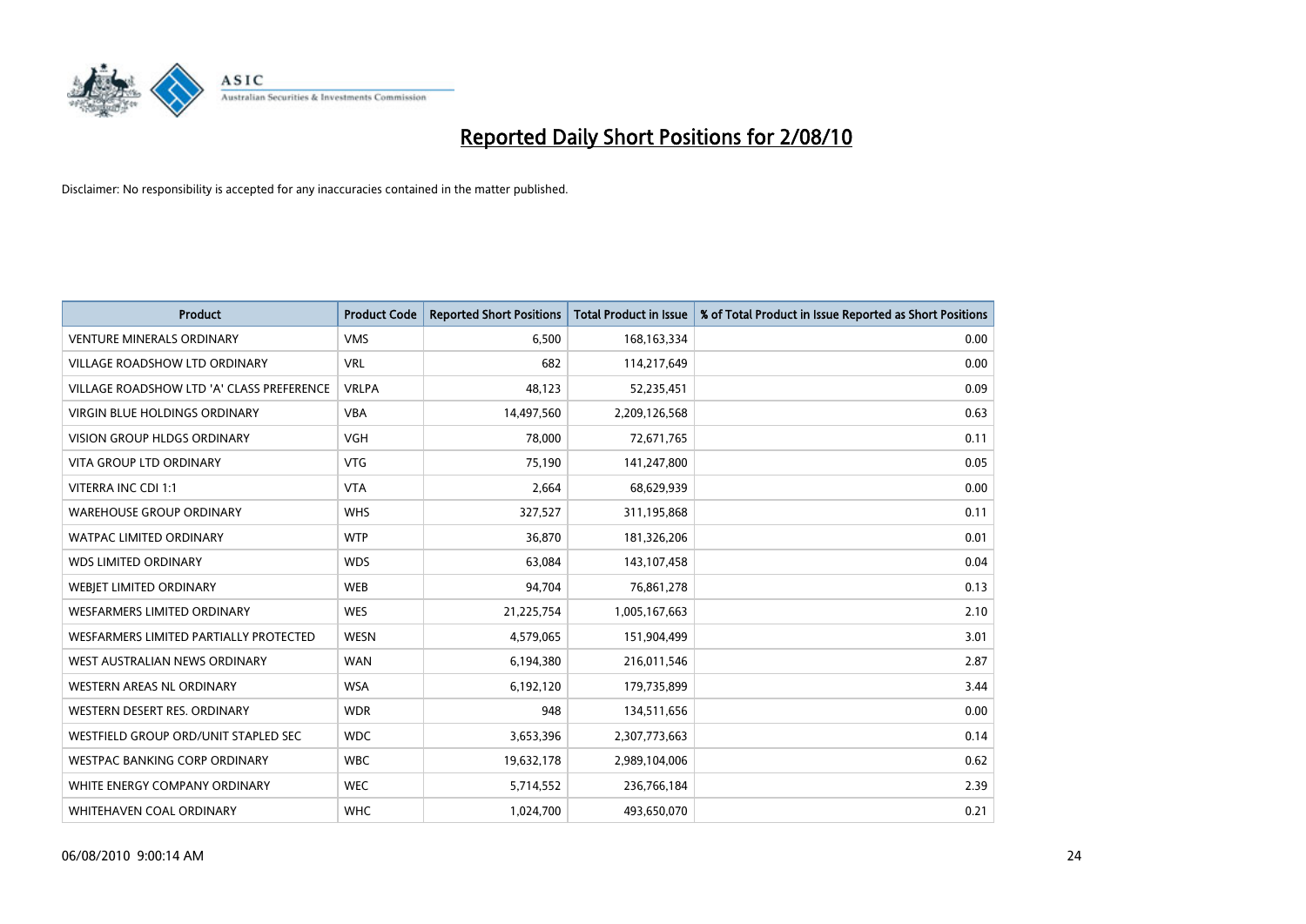# Reported Daily Short Positions for 2/08/10

Disclaimer: No responsibility is accepted for any inaccuracies contained in the matter published.

| Product | Product Code | Reported Short Positions | Total Product in Issue | % of Total Product in Issue Reported as Short Positions |
|---|---|---|---|---|
| VENTURE MINERALS ORDINARY | VMS | 6,500 | 168,163,334 | 0.00 |
| VILLAGE ROADSHOW LTD ORDINARY | VRL | 682 | 114,217,649 | 0.00 |
| VILLAGE ROADSHOW LTD 'A' CLASS PREFERENCE | VRLPA | 48,123 | 52,235,451 | 0.09 |
| VIRGIN BLUE HOLDINGS ORDINARY | VBA | 14,497,560 | 2,209,126,568 | 0.63 |
| VISION GROUP HLDGS ORDINARY | VGH | 78,000 | 72,671,765 | 0.11 |
| VITA GROUP LTD ORDINARY | VTG | 75,190 | 141,247,800 | 0.05 |
| VITERRA INC CDI 1:1 | VTA | 2,664 | 68,629,939 | 0.00 |
| WAREHOUSE GROUP ORDINARY | WHS | 327,527 | 311,195,868 | 0.11 |
| WATPAC LIMITED ORDINARY | WTP | 36,870 | 181,326,206 | 0.01 |
| WDS LIMITED ORDINARY | WDS | 63,084 | 143,107,458 | 0.04 |
| WEBJET LIMITED ORDINARY | WEB | 94,704 | 76,861,278 | 0.13 |
| WESFARMERS LIMITED ORDINARY | WES | 21,225,754 | 1,005,167,663 | 2.10 |
| WESFARMERS LIMITED PARTIALLY PROTECTED | WESN | 4,579,065 | 151,904,499 | 3.01 |
| WEST AUSTRALIAN NEWS ORDINARY | WAN | 6,194,380 | 216,011,546 | 2.87 |
| WESTERN AREAS NL ORDINARY | WSA | 6,192,120 | 179,735,899 | 3.44 |
| WESTERN DESERT RES. ORDINARY | WDR | 948 | 134,511,656 | 0.00 |
| WESTFIELD GROUP ORD/UNIT STAPLED SEC | WDC | 3,653,396 | 2,307,773,663 | 0.14 |
| WESTPAC BANKING CORP ORDINARY | WBC | 19,632,178 | 2,989,104,006 | 0.62 |
| WHITE ENERGY COMPANY ORDINARY | WEC | 5,714,552 | 236,766,184 | 2.39 |
| WHITEHAVEN COAL ORDINARY | WHC | 1,024,700 | 493,650,070 | 0.21 |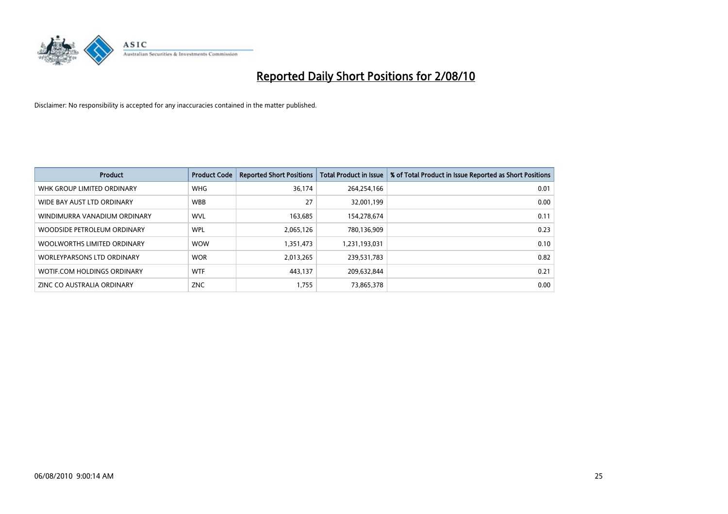# Reported Daily Short Positions for 2/08/10

Disclaimer: No responsibility is accepted for any inaccuracies contained in the matter published.

| Product | Product Code | Reported Short Positions | Total Product in Issue | % of Total Product in Issue Reported as Short Positions |
|---|---|---|---|---|
| WHK GROUP LIMITED ORDINARY | WHG | 36,174 | 264,254,166 | 0.01 |
| WIDE BAY AUST LTD ORDINARY | WBB | 27 | 32,001,199 | 0.00 |
| WINDIMURRA VANADIUM ORDINARY | WVL | 163,685 | 154,278,674 | 0.11 |
| WOODSIDE PETROLEUM ORDINARY | WPL | 2,065,126 | 780,136,909 | 0.23 |
| WOOLWORTHS LIMITED ORDINARY | WOW | 1,351,473 | 1,231,193,031 | 0.10 |
| WORLEYPARSONS LTD ORDINARY | WOR | 2,013,265 | 239,531,783 | 0.82 |
| WOTIF.COM HOLDINGS ORDINARY | WTF | 443,137 | 209,632,844 | 0.21 |
| ZINC CO AUSTRALIA ORDINARY | ZNC | 1,755 | 73,865,378 | 0.00 |

06/08/2010 9:00:14 AM